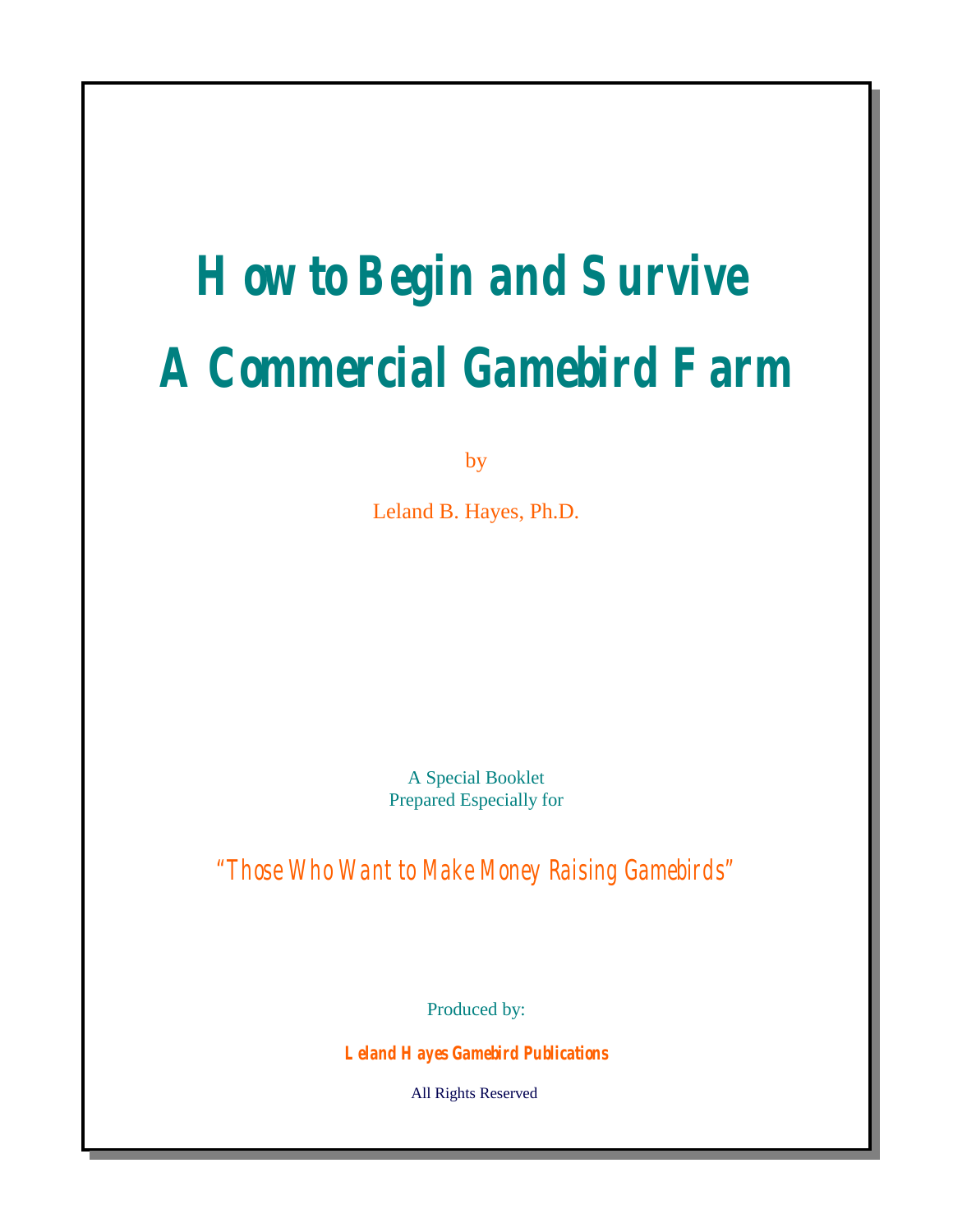# How to Begin and Survive A Commercial Gamebird Farm

by

Leland B. Hayes, Ph.D.

A Special Booklet
Prepared Especially for

*"Those Who Want to Make Money Raising Gamebirds"*

Produced by:

**Leland Hayes Gamebird Publications**

All Rights Reserved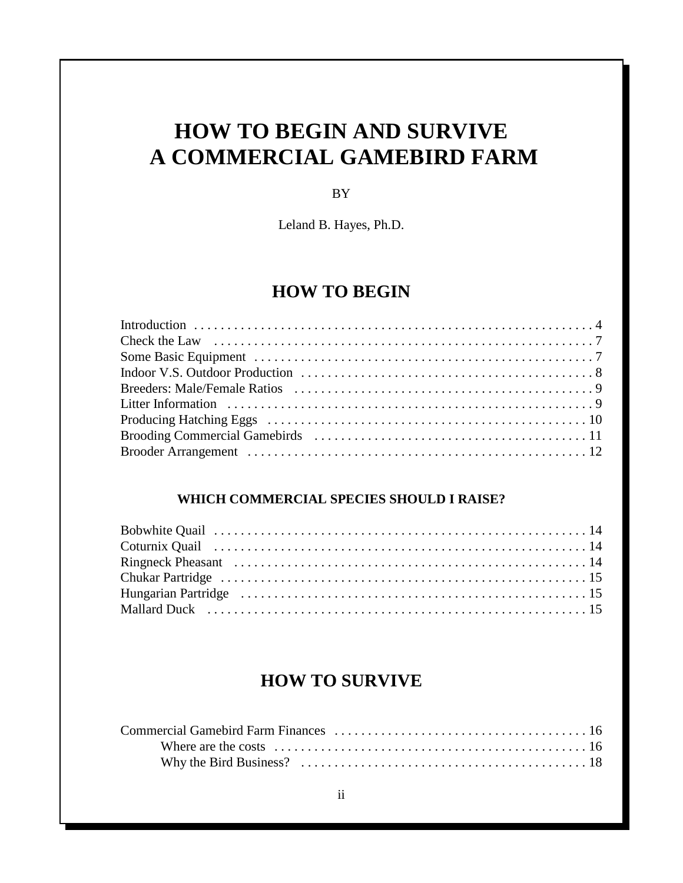# HOW TO BEGIN AND SURVIVE A COMMERCIAL GAMEBIRD FARM

BY

Leland B. Hayes, Ph.D.

## HOW TO BEGIN

Introduction . . . . . . . . . . . . . . . . . . . . . . . . . . . . . . . . . . . . . . . . . . . . . . . . . . . . . . . . . . . . . 4
Check the Law . . . . . . . . . . . . . . . . . . . . . . . . . . . . . . . . . . . . . . . . . . . . . . . . . . . . . . . . . . . 7
Some Basic Equipment . . . . . . . . . . . . . . . . . . . . . . . . . . . . . . . . . . . . . . . . . . . . . . . . . . . . . 7
Indoor V.S. Outdoor Production . . . . . . . . . . . . . . . . . . . . . . . . . . . . . . . . . . . . . . . . . . . . . 8
Breeders: Male/Female Ratios . . . . . . . . . . . . . . . . . . . . . . . . . . . . . . . . . . . . . . . . . . . . . . 9
Litter Information . . . . . . . . . . . . . . . . . . . . . . . . . . . . . . . . . . . . . . . . . . . . . . . . . . . . . . . . . 9
Producing Hatching Eggs . . . . . . . . . . . . . . . . . . . . . . . . . . . . . . . . . . . . . . . . . . . . . . . . . 10
Brooding Commercial Gamebirds . . . . . . . . . . . . . . . . . . . . . . . . . . . . . . . . . . . . . . . . . . 11
Brooder Arrangement . . . . . . . . . . . . . . . . . . . . . . . . . . . . . . . . . . . . . . . . . . . . . . . . . . . . 12

### WHICH COMMERCIAL SPECIES SHOULD I RAISE?

Bobwhite Quail . . . . . . . . . . . . . . . . . . . . . . . . . . . . . . . . . . . . . . . . . . . . . . . . . . . . . . . . . 14
Coturnix Quail . . . . . . . . . . . . . . . . . . . . . . . . . . . . . . . . . . . . . . . . . . . . . . . . . . . . . . . . . . 14
Ringneck Pheasant . . . . . . . . . . . . . . . . . . . . . . . . . . . . . . . . . . . . . . . . . . . . . . . . . . . . . . 14
Chukar Partridge . . . . . . . . . . . . . . . . . . . . . . . . . . . . . . . . . . . . . . . . . . . . . . . . . . . . . . . . 15
Hungarian Partridge . . . . . . . . . . . . . . . . . . . . . . . . . . . . . . . . . . . . . . . . . . . . . . . . . . . . . 15
Mallard Duck . . . . . . . . . . . . . . . . . . . . . . . . . . . . . . . . . . . . . . . . . . . . . . . . . . . . . . . . . . . 15

## HOW TO SURVIVE

Commercial Gamebird Farm Finances . . . . . . . . . . . . . . . . . . . . . . . . . . . . . . . . . . . . . . . 16
    Where are the costs . . . . . . . . . . . . . . . . . . . . . . . . . . . . . . . . . . . . . . . . . . . . . . . . . 16
    Why the Bird Business? . . . . . . . . . . . . . . . . . . . . . . . . . . . . . . . . . . . . . . . . . . . . . 18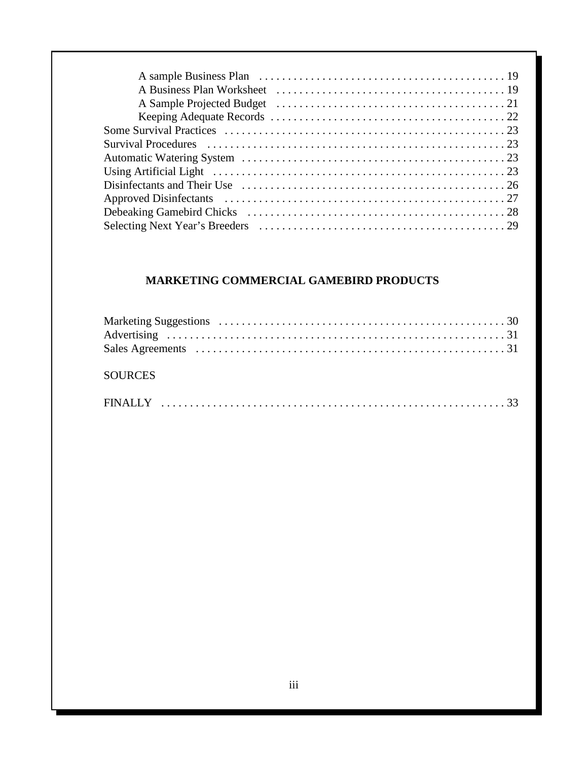- A sample Business Plan . . . . . . . . . . . . . . . . . . . . . . . . . . . . . . . . . . . . . . . . . . . 19
- A Business Plan Worksheet . . . . . . . . . . . . . . . . . . . . . . . . . . . . . . . . . . . . . . . . 19
- A Sample Projected Budget . . . . . . . . . . . . . . . . . . . . . . . . . . . . . . . . . . . . . . . . 21
- Keeping Adequate Records . . . . . . . . . . . . . . . . . . . . . . . . . . . . . . . . . . . . . . . . . 22

Some Survival Practices . . . . . . . . . . . . . . . . . . . . . . . . . . . . . . . . . . . . . . . . . . . . . . . . . . 23
Survival Procedures . . . . . . . . . . . . . . . . . . . . . . . . . . . . . . . . . . . . . . . . . . . . . . . . . . . . . 23
Automatic Watering System . . . . . . . . . . . . . . . . . . . . . . . . . . . . . . . . . . . . . . . . . . . . . . . 23
Using Artificial Light . . . . . . . . . . . . . . . . . . . . . . . . . . . . . . . . . . . . . . . . . . . . . . . . . . . . 23
Disinfectants and Their Use . . . . . . . . . . . . . . . . . . . . . . . . . . . . . . . . . . . . . . . . . . . . . . . 26
Approved Disinfectants . . . . . . . . . . . . . . . . . . . . . . . . . . . . . . . . . . . . . . . . . . . . . . . . . . 27
Debeaking Gamebird Chicks . . . . . . . . . . . . . . . . . . . . . . . . . . . . . . . . . . . . . . . . . . . . . . 28
Selecting Next Year's Breeders . . . . . . . . . . . . . . . . . . . . . . . . . . . . . . . . . . . . . . . . . . . . 29

## MARKETING COMMERCIAL GAMEBIRD PRODUCTS

Marketing Suggestions . . . . . . . . . . . . . . . . . . . . . . . . . . . . . . . . . . . . . . . . . . . . . . . . . . 30
Advertising . . . . . . . . . . . . . . . . . . . . . . . . . . . . . . . . . . . . . . . . . . . . . . . . . . . . . . . . . . . 31
Sales Agreements . . . . . . . . . . . . . . . . . . . . . . . . . . . . . . . . . . . . . . . . . . . . . . . . . . . . . . 31

SOURCES

FINALLY . . . . . . . . . . . . . . . . . . . . . . . . . . . . . . . . . . . . . . . . . . . . . . . . . . . . . . . . . . . . 33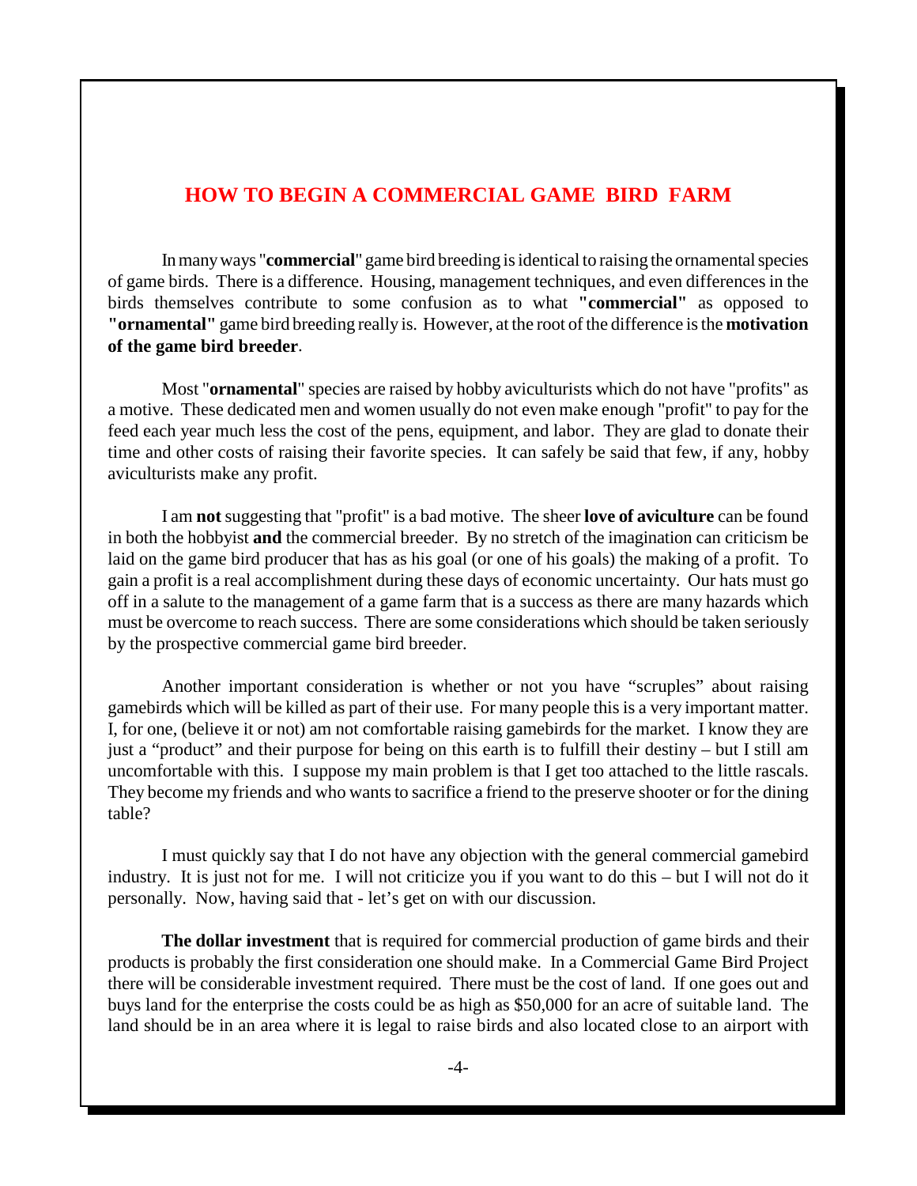# HOW TO BEGIN A COMMERCIAL GAME BIRD FARM

In many ways "**commercial**" game bird breeding is identical to raising the ornamental species of game birds. There is a difference. Housing, management techniques, and even differences in the birds themselves contribute to some confusion as to what **"commercial"** as opposed to **"ornamental"** game bird breeding really is. However, at the root of the difference is the **motivation of the game bird breeder**.

Most "**ornamental**" species are raised by hobby aviculturists which do not have "profits" as a motive. These dedicated men and women usually do not even make enough "profit" to pay for the feed each year much less the cost of the pens, equipment, and labor. They are glad to donate their time and other costs of raising their favorite species. It can safely be said that few, if any, hobby aviculturists make any profit.

I am **not** suggesting that "profit" is a bad motive. The sheer **love of aviculture** can be found in both the hobbyist **and** the commercial breeder. By no stretch of the imagination can criticism be laid on the game bird producer that has as his goal (or one of his goals) the making of a profit. To gain a profit is a real accomplishment during these days of economic uncertainty. Our hats must go off in a salute to the management of a game farm that is a success as there are many hazards which must be overcome to reach success. There are some considerations which should be taken seriously by the prospective commercial game bird breeder.

Another important consideration is whether or not you have "scruples" about raising gamebirds which will be killed as part of their use. For many people this is a very important matter. I, for one, (believe it or not) am not comfortable raising gamebirds for the market. I know they are just a "product" and their purpose for being on this earth is to fulfill their destiny – but I still am uncomfortable with this. I suppose my main problem is that I get too attached to the little rascals. They become my friends and who wants to sacrifice a friend to the preserve shooter or for the dining table?

I must quickly say that I do not have any objection with the general commercial gamebird industry. It is just not for me. I will not criticize you if you want to do this – but I will not do it personally. Now, having said that - let's get on with our discussion.

**The dollar investment** that is required for commercial production of game birds and their products is probably the first consideration one should make. In a Commercial Game Bird Project there will be considerable investment required. There must be the cost of land. If one goes out and buys land for the enterprise the costs could be as high as $50,000 for an acre of suitable land. The land should be in an area where it is legal to raise birds and also located close to an airport with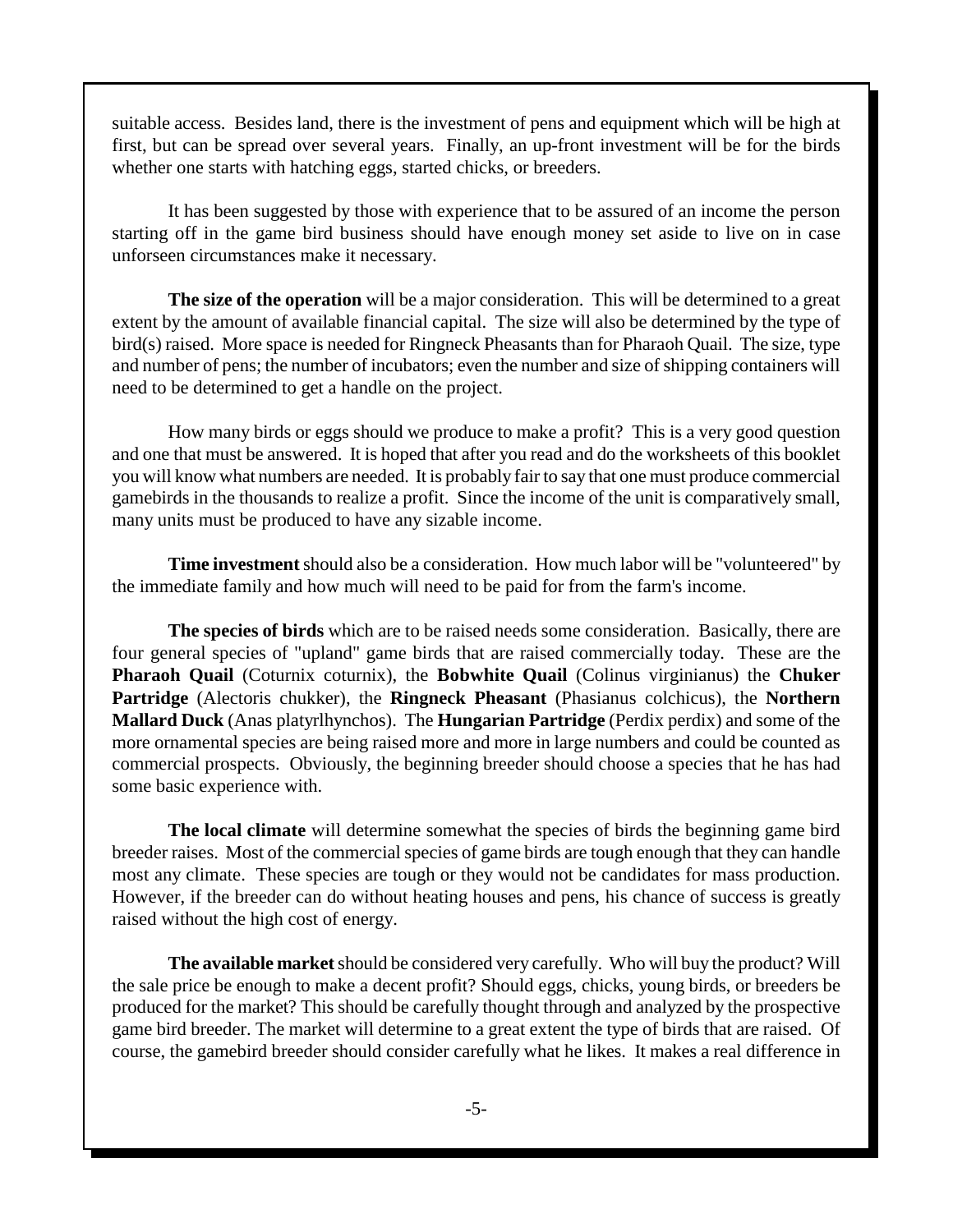suitable access. Besides land, there is the investment of pens and equipment which will be high at first, but can be spread over several years. Finally, an up-front investment will be for the birds whether one starts with hatching eggs, started chicks, or breeders.

It has been suggested by those with experience that to be assured of an income the person starting off in the game bird business should have enough money set aside to live on in case unforseen circumstances make it necessary.

**The size of the operation** will be a major consideration. This will be determined to a great extent by the amount of available financial capital. The size will also be determined by the type of bird(s) raised. More space is needed for Ringneck Pheasants than for Pharaoh Quail. The size, type and number of pens; the number of incubators; even the number and size of shipping containers will need to be determined to get a handle on the project.

How many birds or eggs should we produce to make a profit? This is a very good question and one that must be answered. It is hoped that after you read and do the worksheets of this booklet you will know what numbers are needed. It is probably fair to say that one must produce commercial gamebirds in the thousands to realize a profit. Since the income of the unit is comparatively small, many units must be produced to have any sizable income.

**Time investment** should also be a consideration. How much labor will be "volunteered" by the immediate family and how much will need to be paid for from the farm's income.

**The species of birds** which are to be raised needs some consideration. Basically, there are four general species of "upland" game birds that are raised commercially today. These are the **Pharaoh Quail** (Coturnix coturnix), the **Bobwhite Quail** (Colinus virginianus) the **Chuker Partridge** (Alectoris chukker), the **Ringneck Pheasant** (Phasianus colchicus), the **Northern Mallard Duck** (Anas platyrlhynchos). The **Hungarian Partridge** (Perdix perdix) and some of the more ornamental species are being raised more and more in large numbers and could be counted as commercial prospects. Obviously, the beginning breeder should choose a species that he has had some basic experience with.

**The local climate** will determine somewhat the species of birds the beginning game bird breeder raises. Most of the commercial species of game birds are tough enough that they can handle most any climate. These species are tough or they would not be candidates for mass production. However, if the breeder can do without heating houses and pens, his chance of success is greatly raised without the high cost of energy.

**The available market** should be considered very carefully. Who will buy the product? Will the sale price be enough to make a decent profit? Should eggs, chicks, young birds, or breeders be produced for the market? This should be carefully thought through and analyzed by the prospective game bird breeder. The market will determine to a great extent the type of birds that are raised. Of course, the gamebird breeder should consider carefully what he likes. It makes a real difference in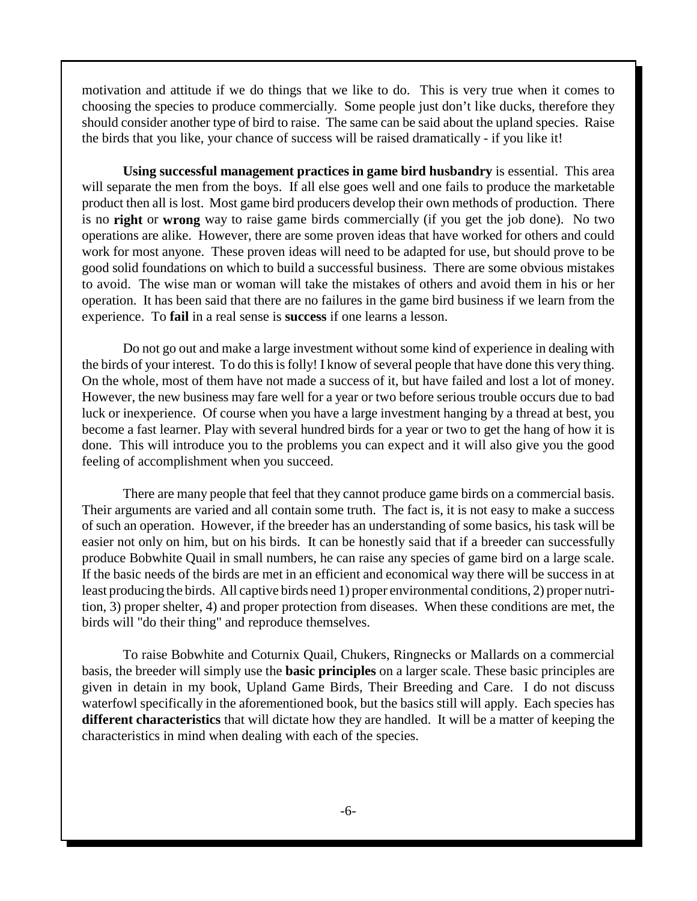motivation and attitude if we do things that we like to do. This is very true when it comes to choosing the species to produce commercially. Some people just don't like ducks, therefore they should consider another type of bird to raise. The same can be said about the upland species. Raise the birds that you like, your chance of success will be raised dramatically - if you like it!

**Using successful management practices in game bird husbandry** is essential. This area will separate the men from the boys. If all else goes well and one fails to produce the marketable product then all is lost. Most game bird producers develop their own methods of production. There is no **right** or **wrong** way to raise game birds commercially (if you get the job done). No two operations are alike. However, there are some proven ideas that have worked for others and could work for most anyone. These proven ideas will need to be adapted for use, but should prove to be good solid foundations on which to build a successful business. There are some obvious mistakes to avoid. The wise man or woman will take the mistakes of others and avoid them in his or her operation. It has been said that there are no failures in the game bird business if we learn from the experience. To **fail** in a real sense is **success** if one learns a lesson.

Do not go out and make a large investment without some kind of experience in dealing with the birds of your interest. To do this is folly! I know of several people that have done this very thing. On the whole, most of them have not made a success of it, but have failed and lost a lot of money. However, the new business may fare well for a year or two before serious trouble occurs due to bad luck or inexperience. Of course when you have a large investment hanging by a thread at best, you become a fast learner. Play with several hundred birds for a year or two to get the hang of how it is done. This will introduce you to the problems you can expect and it will also give you the good feeling of accomplishment when you succeed.

There are many people that feel that they cannot produce game birds on a commercial basis. Their arguments are varied and all contain some truth. The fact is, it is not easy to make a success of such an operation. However, if the breeder has an understanding of some basics, his task will be easier not only on him, but on his birds. It can be honestly said that if a breeder can successfully produce Bobwhite Quail in small numbers, he can raise any species of game bird on a large scale. If the basic needs of the birds are met in an efficient and economical way there will be success in at least producing the birds. All captive birds need 1) proper environmental conditions, 2) proper nutrition, 3) proper shelter, 4) and proper protection from diseases. When these conditions are met, the birds will "do their thing" and reproduce themselves.

To raise Bobwhite and Coturnix Quail, Chukers, Ringnecks or Mallards on a commercial basis, the breeder will simply use the **basic principles** on a larger scale. These basic principles are given in detain in my book, Upland Game Birds, Their Breeding and Care. I do not discuss waterfowl specifically in the aforementioned book, but the basics still will apply. Each species has **different characteristics** that will dictate how they are handled. It will be a matter of keeping the characteristics in mind when dealing with each of the species.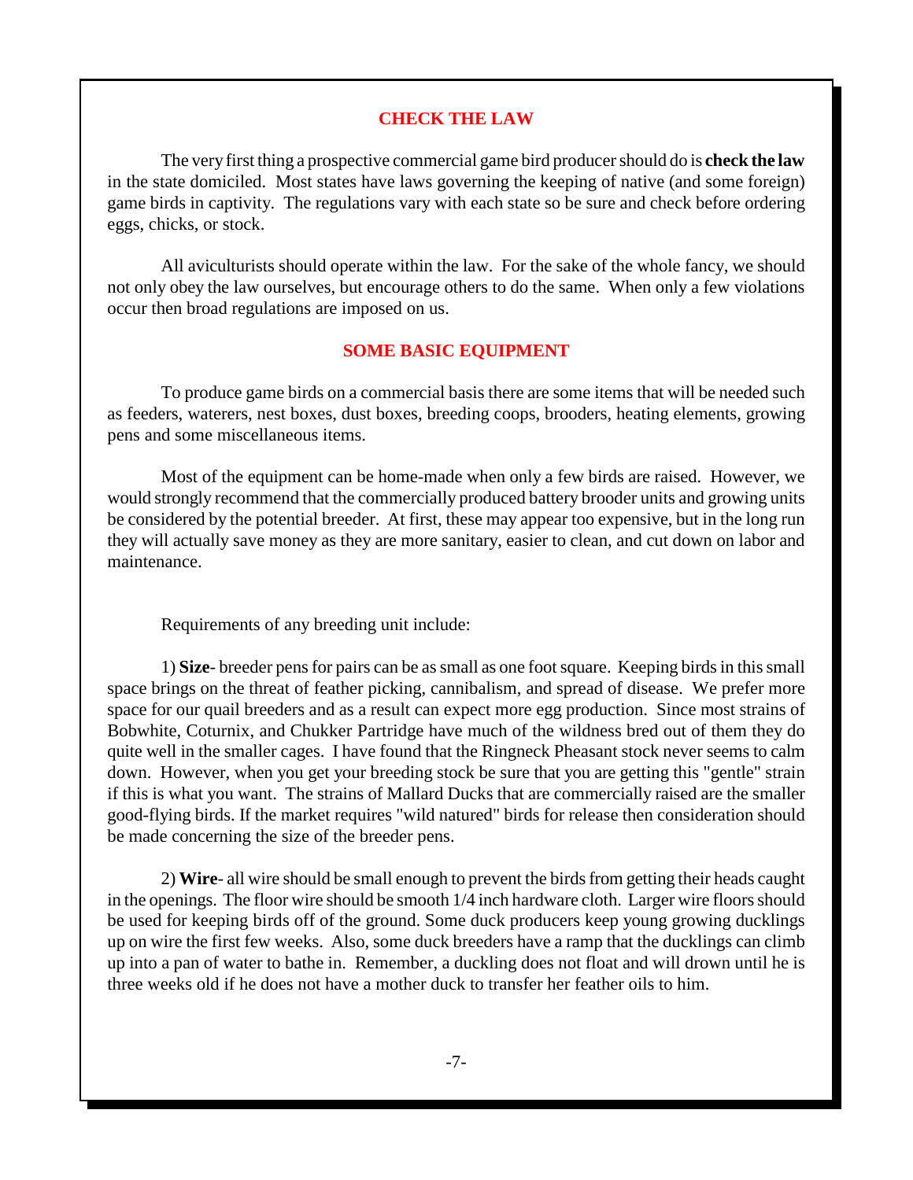## CHECK THE LAW

The very first thing a prospective commercial game bird producer should do is **check the law** in the state domiciled. Most states have laws governing the keeping of native (and some foreign) game birds in captivity. The regulations vary with each state so be sure and check before ordering eggs, chicks, or stock.

All aviculturists should operate within the law. For the sake of the whole fancy, we should not only obey the law ourselves, but encourage others to do the same. When only a few violations occur then broad regulations are imposed on us.

## SOME BASIC EQUIPMENT

To produce game birds on a commercial basis there are some items that will be needed such as feeders, waterers, nest boxes, dust boxes, breeding coops, brooders, heating elements, growing pens and some miscellaneous items.

Most of the equipment can be home-made when only a few birds are raised. However, we would strongly recommend that the commercially produced battery brooder units and growing units be considered by the potential breeder. At first, these may appear too expensive, but in the long run they will actually save money as they are more sanitary, easier to clean, and cut down on labor and maintenance.

Requirements of any breeding unit include:

1) **Size**- breeder pens for pairs can be as small as one foot square. Keeping birds in this small space brings on the threat of feather picking, cannibalism, and spread of disease. We prefer more space for our quail breeders and as a result can expect more egg production. Since most strains of Bobwhite, Coturnix, and Chukker Partridge have much of the wildness bred out of them they do quite well in the smaller cages. I have found that the Ringneck Pheasant stock never seems to calm down. However, when you get your breeding stock be sure that you are getting this "gentle" strain if this is what you want. The strains of Mallard Ducks that are commercially raised are the smaller good-flying birds. If the market requires "wild natured" birds for release then consideration should be made concerning the size of the breeder pens.

2) **Wire**- all wire should be small enough to prevent the birds from getting their heads caught in the openings. The floor wire should be smooth 1/4 inch hardware cloth. Larger wire floors should be used for keeping birds off of the ground. Some duck producers keep young growing ducklings up on wire the first few weeks. Also, some duck breeders have a ramp that the ducklings can climb up into a pan of water to bathe in. Remember, a duckling does not float and will drown until he is three weeks old if he does not have a mother duck to transfer her feather oils to him.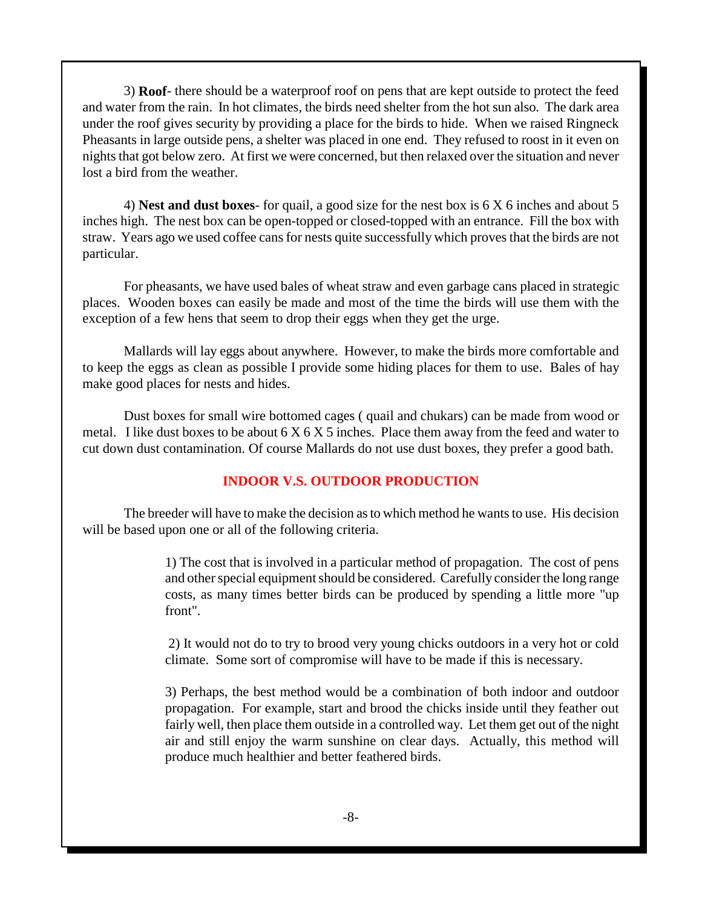3) **Roof**- there should be a waterproof roof on pens that are kept outside to protect the feed and water from the rain. In hot climates, the birds need shelter from the hot sun also. The dark area under the roof gives security by providing a place for the birds to hide. When we raised Ringneck Pheasants in large outside pens, a shelter was placed in one end. They refused to roost in it even on nights that got below zero. At first we were concerned, but then relaxed over the situation and never lost a bird from the weather.

4) **Nest and dust boxes**- for quail, a good size for the nest box is 6 X 6 inches and about 5 inches high. The nest box can be open-topped or closed-topped with an entrance. Fill the box with straw. Years ago we used coffee cans for nests quite successfully which proves that the birds are not particular.

For pheasants, we have used bales of wheat straw and even garbage cans placed in strategic places. Wooden boxes can easily be made and most of the time the birds will use them with the exception of a few hens that seem to drop their eggs when they get the urge.

Mallards will lay eggs about anywhere. However, to make the birds more comfortable and to keep the eggs as clean as possible I provide some hiding places for them to use. Bales of hay make good places for nests and hides.

Dust boxes for small wire bottomed cages ( quail and chukars) can be made from wood or metal. I like dust boxes to be about 6 X 6 X 5 inches. Place them away from the feed and water to cut down dust contamination. Of course Mallards do not use dust boxes, they prefer a good bath.

## INDOOR V.S. OUTDOOR PRODUCTION

The breeder will have to make the decision as to which method he wants to use. His decision will be based upon one or all of the following criteria.

> 1) The cost that is involved in a particular method of propagation. The cost of pens and other special equipment should be considered. Carefully consider the long range costs, as many times better birds can be produced by spending a little more "up front".
>
> 2) It would not do to try to brood very young chicks outdoors in a very hot or cold climate. Some sort of compromise will have to be made if this is necessary.
>
> 3) Perhaps, the best method would be a combination of both indoor and outdoor propagation. For example, start and brood the chicks inside until they feather out fairly well, then place them outside in a controlled way. Let them get out of the night air and still enjoy the warm sunshine on clear days. Actually, this method will produce much healthier and better feathered birds.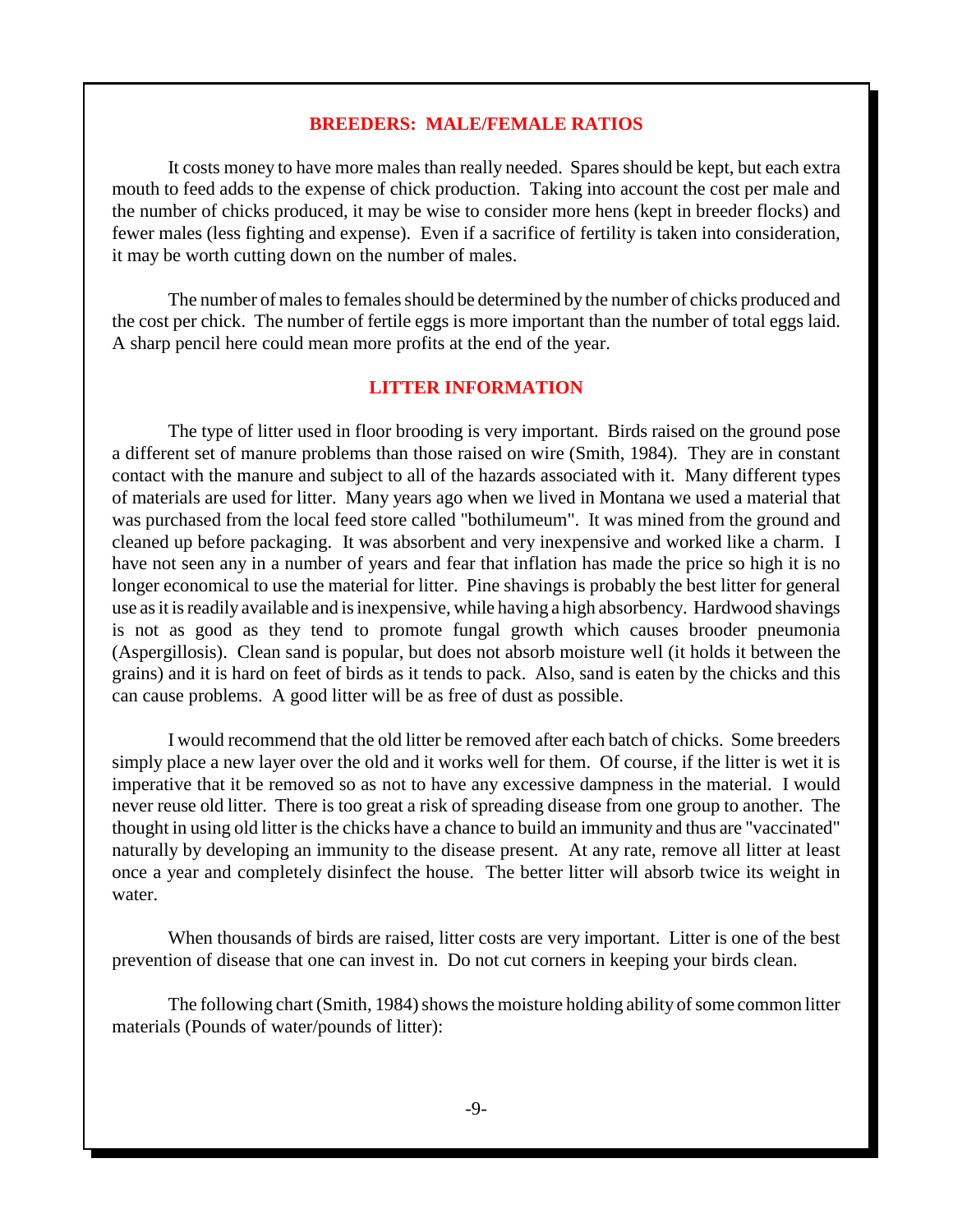## BREEDERS: MALE/FEMALE RATIOS

It costs money to have more males than really needed. Spares should be kept, but each extra mouth to feed adds to the expense of chick production. Taking into account the cost per male and the number of chicks produced, it may be wise to consider more hens (kept in breeder flocks) and fewer males (less fighting and expense). Even if a sacrifice of fertility is taken into consideration, it may be worth cutting down on the number of males.

The number of males to females should be determined by the number of chicks produced and the cost per chick. The number of fertile eggs is more important than the number of total eggs laid. A sharp pencil here could mean more profits at the end of the year.

## LITTER INFORMATION

The type of litter used in floor brooding is very important. Birds raised on the ground pose a different set of manure problems than those raised on wire (Smith, 1984). They are in constant contact with the manure and subject to all of the hazards associated with it. Many different types of materials are used for litter. Many years ago when we lived in Montana we used a material that was purchased from the local feed store called "bothilumeum". It was mined from the ground and cleaned up before packaging. It was absorbent and very inexpensive and worked like a charm. I have not seen any in a number of years and fear that inflation has made the price so high it is no longer economical to use the material for litter. Pine shavings is probably the best litter for general use as it is readily available and is inexpensive, while having a high absorbency. Hardwood shavings is not as good as they tend to promote fungal growth which causes brooder pneumonia (Aspergillosis). Clean sand is popular, but does not absorb moisture well (it holds it between the grains) and it is hard on feet of birds as it tends to pack. Also, sand is eaten by the chicks and this can cause problems. A good litter will be as free of dust as possible.

I would recommend that the old litter be removed after each batch of chicks. Some breeders simply place a new layer over the old and it works well for them. Of course, if the litter is wet it is imperative that it be removed so as not to have any excessive dampness in the material. I would never reuse old litter. There is too great a risk of spreading disease from one group to another. The thought in using old litter is the chicks have a chance to build an immunity and thus are "vaccinated" naturally by developing an immunity to the disease present. At any rate, remove all litter at least once a year and completely disinfect the house. The better litter will absorb twice its weight in water.

When thousands of birds are raised, litter costs are very important. Litter is one of the best prevention of disease that one can invest in. Do not cut corners in keeping your birds clean.

The following chart (Smith, 1984) shows the moisture holding ability of some common litter materials (Pounds of water/pounds of litter):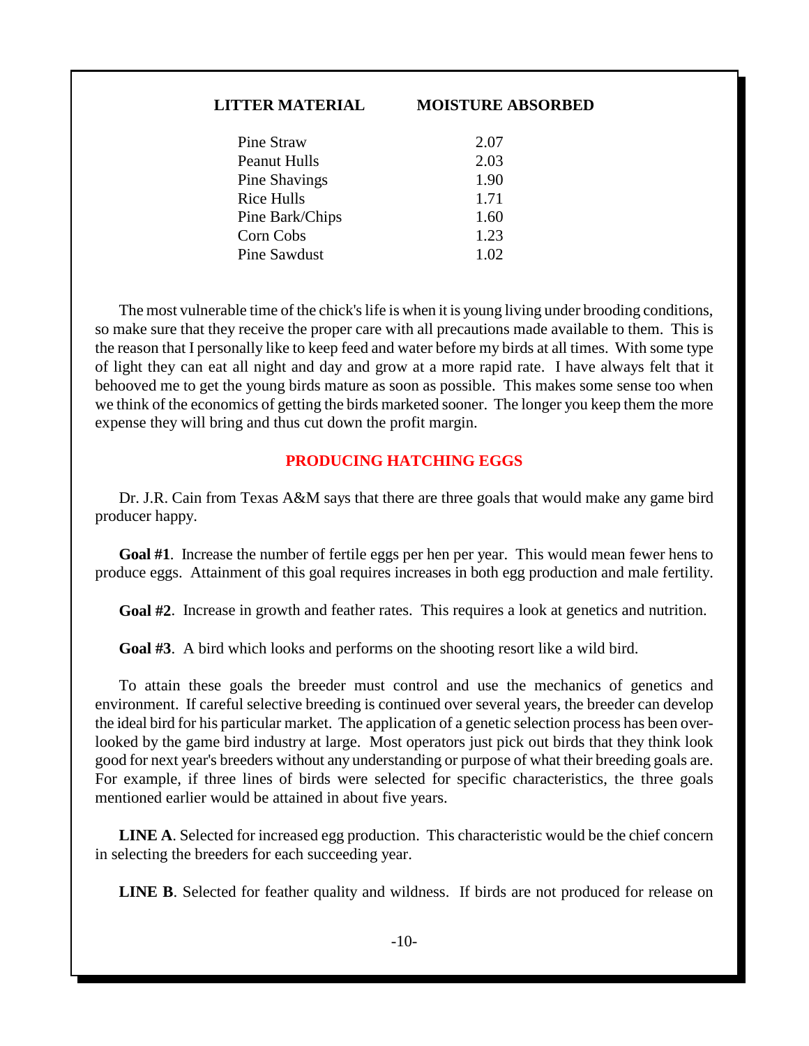| LITTER MATERIAL | MOISTURE ABSORBED |
| --- | --- |
| Pine Straw | 2.07 |
| Peanut Hulls | 2.03 |
| Pine Shavings | 1.90 |
| Rice Hulls | 1.71 |
| Pine Bark/Chips | 1.60 |
| Corn Cobs | 1.23 |
| Pine Sawdust | 1.02 |

The most vulnerable time of the chick's life is when it is young living under brooding conditions, so make sure that they receive the proper care with all precautions made available to them. This is the reason that I personally like to keep feed and water before my birds at all times. With some type of light they can eat all night and day and grow at a more rapid rate. I have always felt that it behooved me to get the young birds mature as soon as possible. This makes some sense too when we think of the economics of getting the birds marketed sooner. The longer you keep them the more expense they will bring and thus cut down the profit margin.

## PRODUCING HATCHING EGGS

Dr. J.R. Cain from Texas A&M says that there are three goals that would make any game bird producer happy.

**Goal #1**. Increase the number of fertile eggs per hen per year. This would mean fewer hens to produce eggs. Attainment of this goal requires increases in both egg production and male fertility.

**Goal #2**. Increase in growth and feather rates. This requires a look at genetics and nutrition.

**Goal #3**. A bird which looks and performs on the shooting resort like a wild bird.

To attain these goals the breeder must control and use the mechanics of genetics and environment. If careful selective breeding is continued over several years, the breeder can develop the ideal bird for his particular market. The application of a genetic selection process has been overlooked by the game bird industry at large. Most operators just pick out birds that they think look good for next year's breeders without any understanding or purpose of what their breeding goals are. For example, if three lines of birds were selected for specific characteristics, the three goals mentioned earlier would be attained in about five years.

**LINE A**. Selected for increased egg production. This characteristic would be the chief concern in selecting the breeders for each succeeding year.

**LINE B**. Selected for feather quality and wildness. If birds are not produced for release on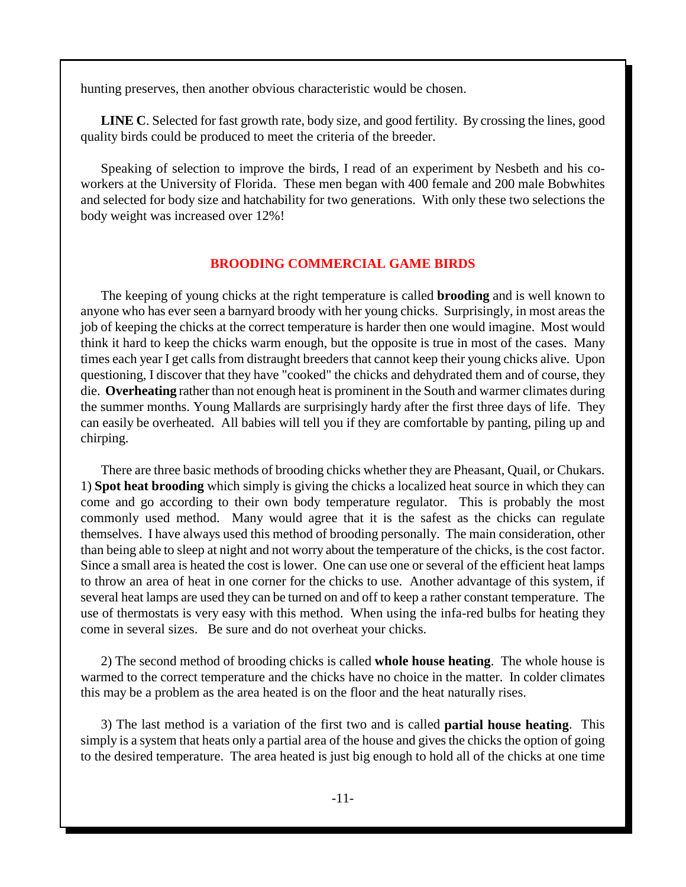hunting preserves, then another obvious characteristic would be chosen.

**LINE C**. Selected for fast growth rate, body size, and good fertility. By crossing the lines, good quality birds could be produced to meet the criteria of the breeder.

Speaking of selection to improve the birds, I read of an experiment by Nesbeth and his co-workers at the University of Florida. These men began with 400 female and 200 male Bobwhites and selected for body size and hatchability for two generations. With only these two selections the body weight was increased over 12%!

## BROODING COMMERCIAL GAME BIRDS

The keeping of young chicks at the right temperature is called **brooding** and is well known to anyone who has ever seen a barnyard broody with her young chicks. Surprisingly, in most areas the job of keeping the chicks at the correct temperature is harder then one would imagine. Most would think it hard to keep the chicks warm enough, but the opposite is true in most of the cases. Many times each year I get calls from distraught breeders that cannot keep their young chicks alive. Upon questioning, I discover that they have "cooked" the chicks and dehydrated them and of course, they die. **Overheating** rather than not enough heat is prominent in the South and warmer climates during the summer months. Young Mallards are surprisingly hardy after the first three days of life. They can easily be overheated. All babies will tell you if they are comfortable by panting, piling up and chirping.

There are three basic methods of brooding chicks whether they are Pheasant, Quail, or Chukars. 1) **Spot heat brooding** which simply is giving the chicks a localized heat source in which they can come and go according to their own body temperature regulator. This is probably the most commonly used method. Many would agree that it is the safest as the chicks can regulate themselves. I have always used this method of brooding personally. The main consideration, other than being able to sleep at night and not worry about the temperature of the chicks, is the cost factor. Since a small area is heated the cost is lower. One can use one or several of the efficient heat lamps to throw an area of heat in one corner for the chicks to use. Another advantage of this system, if several heat lamps are used they can be turned on and off to keep a rather constant temperature. The use of thermostats is very easy with this method. When using the infa-red bulbs for heating they come in several sizes. Be sure and do not overheat your chicks.

2) The second method of brooding chicks is called **whole house heating**. The whole house is warmed to the correct temperature and the chicks have no choice in the matter. In colder climates this may be a problem as the area heated is on the floor and the heat naturally rises.

3) The last method is a variation of the first two and is called **partial house heating**. This simply is a system that heats only a partial area of the house and gives the chicks the option of going to the desired temperature. The area heated is just big enough to hold all of the chicks at one time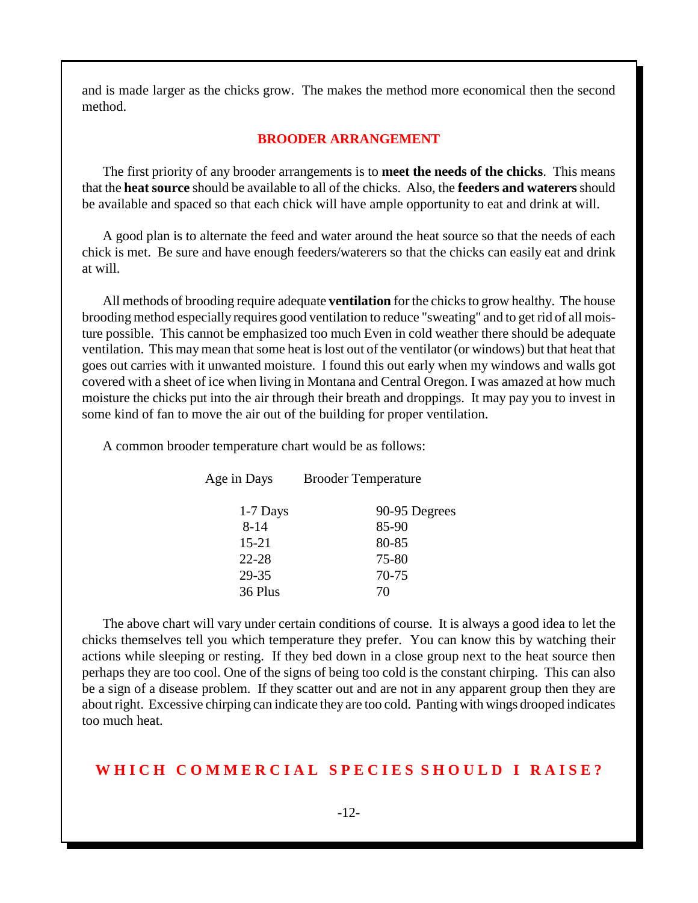and is made larger as the chicks grow. The makes the method more economical then the second method.

## BROODER ARRANGEMENT

The first priority of any brooder arrangements is to **meet the needs of the chicks**. This means that the **heat source** should be available to all of the chicks. Also, the **feeders and waterers** should be available and spaced so that each chick will have ample opportunity to eat and drink at will.

A good plan is to alternate the feed and water around the heat source so that the needs of each chick is met. Be sure and have enough feeders/waterers so that the chicks can easily eat and drink at will.

All methods of brooding require adequate **ventilation** for the chicks to grow healthy. The house brooding method especially requires good ventilation to reduce "sweating" and to get rid of all moisture possible. This cannot be emphasized too much Even in cold weather there should be adequate ventilation. This may mean that some heat is lost out of the ventilator (or windows) but that heat that goes out carries with it unwanted moisture. I found this out early when my windows and walls got covered with a sheet of ice when living in Montana and Central Oregon. I was amazed at how much moisture the chicks put into the air through their breath and droppings. It may pay you to invest in some kind of fan to move the air out of the building for proper ventilation.

A common brooder temperature chart would be as follows:

| Age in Days | Brooder Temperature |
|---|---|
| 1-7 Days | 90-95 Degrees |
| 8-14 | 85-90 |
| 15-21 | 80-85 |
| 22-28 | 75-80 |
| 29-35 | 70-75 |
| 36 Plus | 70 |

The above chart will vary under certain conditions of course. It is always a good idea to let the chicks themselves tell you which temperature they prefer. You can know this by watching their actions while sleeping or resting. If they bed down in a close group next to the heat source then perhaps they are too cool. One of the signs of being too cold is the constant chirping. This can also be a sign of a disease problem. If they scatter out and are not in any apparent group then they are about right. Excessive chirping can indicate they are too cold. Panting with wings drooped indicates too much heat.

## WHICH COMMERCIAL SPECIES SHOULD I RAISE?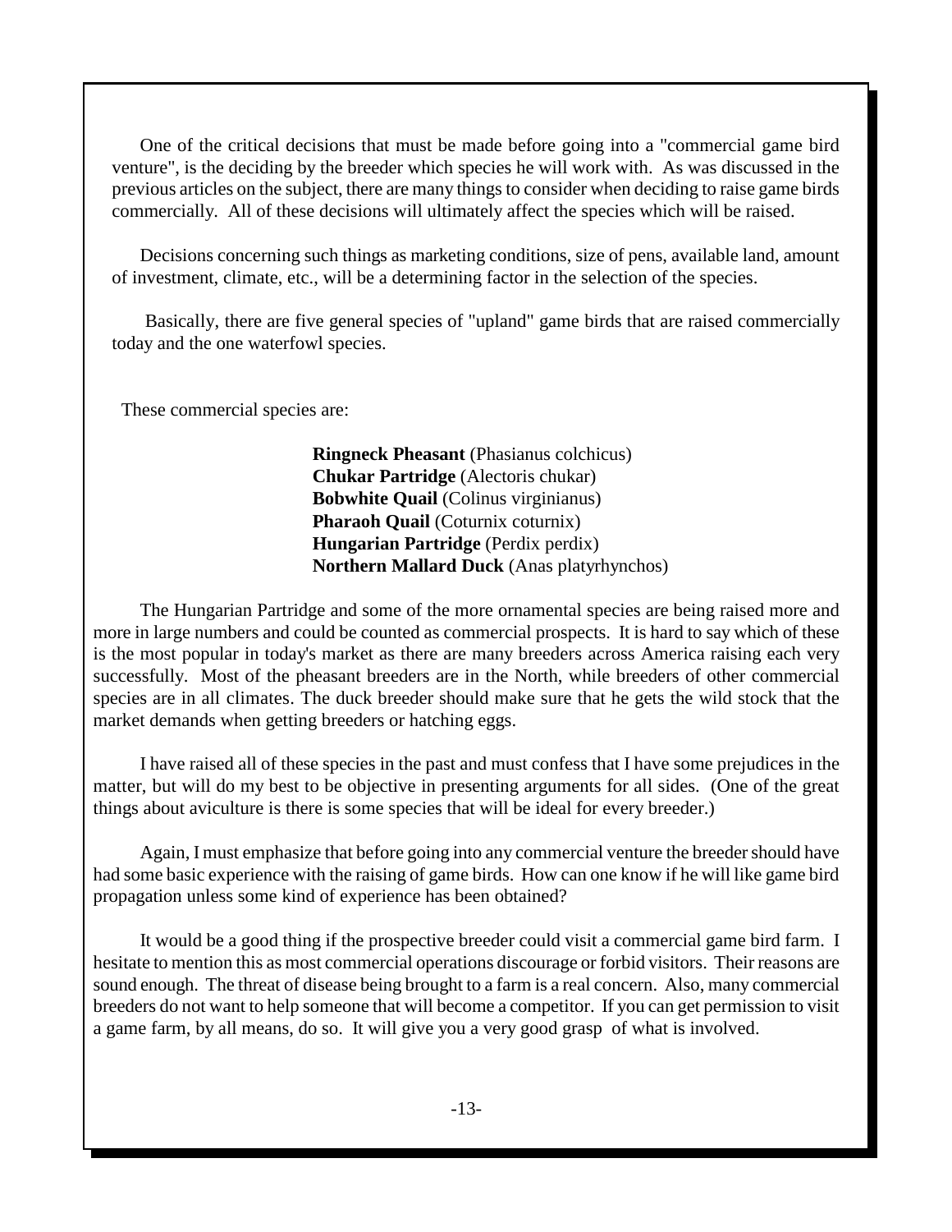One of the critical decisions that must be made before going into a "commercial game bird venture", is the deciding by the breeder which species he will work with. As was discussed in the previous articles on the subject, there are many things to consider when deciding to raise game birds commercially. All of these decisions will ultimately affect the species which will be raised.

Decisions concerning such things as marketing conditions, size of pens, available land, amount of investment, climate, etc., will be a determining factor in the selection of the species.

Basically, there are five general species of "upland" game birds that are raised commercially today and the one waterfowl species.

These commercial species are:

**Ringneck Pheasant** (Phasianus colchicus)
**Chukar Partridge** (Alectoris chukar)
**Bobwhite Quail** (Colinus virginianus)
**Pharaoh Quail** (Coturnix coturnix)
**Hungarian Partridge** (Perdix perdix)
**Northern Mallard Duck** (Anas platyrhynchos)

The Hungarian Partridge and some of the more ornamental species are being raised more and more in large numbers and could be counted as commercial prospects. It is hard to say which of these is the most popular in today's market as there are many breeders across America raising each very successfully. Most of the pheasant breeders are in the North, while breeders of other commercial species are in all climates. The duck breeder should make sure that he gets the wild stock that the market demands when getting breeders or hatching eggs.

I have raised all of these species in the past and must confess that I have some prejudices in the matter, but will do my best to be objective in presenting arguments for all sides. (One of the great things about aviculture is there is some species that will be ideal for every breeder.)

Again, I must emphasize that before going into any commercial venture the breeder should have had some basic experience with the raising of game birds. How can one know if he will like game bird propagation unless some kind of experience has been obtained?

It would be a good thing if the prospective breeder could visit a commercial game bird farm. I hesitate to mention this as most commercial operations discourage or forbid visitors. Their reasons are sound enough. The threat of disease being brought to a farm is a real concern. Also, many commercial breeders do not want to help someone that will become a competitor. If you can get permission to visit a game farm, by all means, do so. It will give you a very good grasp of what is involved.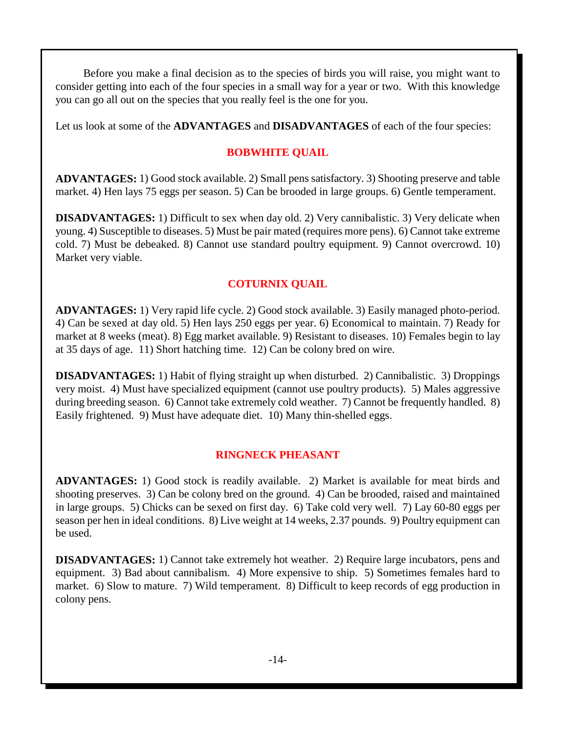Before you make a final decision as to the species of birds you will raise, you might want to consider getting into each of the four species in a small way for a year or two. With this knowledge you can go all out on the species that you really feel is the one for you.

Let us look at some of the **ADVANTAGES** and **DISADVANTAGES** of each of the four species:

## BOBWHITE QUAIL

**ADVANTAGES:** 1) Good stock available. 2) Small pens satisfactory. 3) Shooting preserve and table market. 4) Hen lays 75 eggs per season. 5) Can be brooded in large groups. 6) Gentle temperament.

**DISADVANTAGES:** 1) Difficult to sex when day old. 2) Very cannibalistic. 3) Very delicate when young. 4) Susceptible to diseases. 5) Must be pair mated (requires more pens). 6) Cannot take extreme cold. 7) Must be debeaked. 8) Cannot use standard poultry equipment. 9) Cannot overcrowd. 10) Market very viable.

## COTURNIX QUAIL

**ADVANTAGES:** 1) Very rapid life cycle. 2) Good stock available. 3) Easily managed photo-period. 4) Can be sexed at day old. 5) Hen lays 250 eggs per year. 6) Economical to maintain. 7) Ready for market at 8 weeks (meat). 8) Egg market available. 9) Resistant to diseases. 10) Females begin to lay at 35 days of age. 11) Short hatching time. 12) Can be colony bred on wire.

**DISADVANTAGES:** 1) Habit of flying straight up when disturbed. 2) Cannibalistic. 3) Droppings very moist. 4) Must have specialized equipment (cannot use poultry products). 5) Males aggressive during breeding season. 6) Cannot take extremely cold weather. 7) Cannot be frequently handled. 8) Easily frightened. 9) Must have adequate diet. 10) Many thin-shelled eggs.

## RINGNECK PHEASANT

**ADVANTAGES:** 1) Good stock is readily available. 2) Market is available for meat birds and shooting preserves. 3) Can be colony bred on the ground. 4) Can be brooded, raised and maintained in large groups. 5) Chicks can be sexed on first day. 6) Take cold very well. 7) Lay 60-80 eggs per season per hen in ideal conditions. 8) Live weight at 14 weeks, 2.37 pounds. 9) Poultry equipment can be used.

**DISADVANTAGES:** 1) Cannot take extremely hot weather. 2) Require large incubators, pens and equipment. 3) Bad about cannibalism. 4) More expensive to ship. 5) Sometimes females hard to market. 6) Slow to mature. 7) Wild temperament. 8) Difficult to keep records of egg production in colony pens.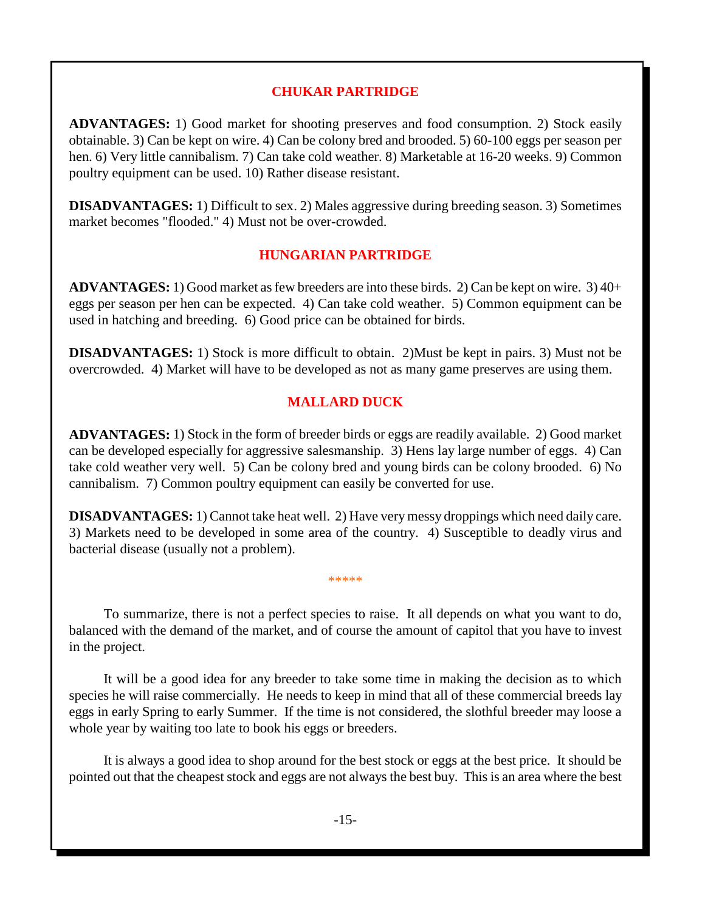## CHUKAR PARTRIDGE

**ADVANTAGES:** 1) Good market for shooting preserves and food consumption. 2) Stock easily obtainable. 3) Can be kept on wire. 4) Can be colony bred and brooded. 5) 60-100 eggs per season per hen. 6) Very little cannibalism. 7) Can take cold weather. 8) Marketable at 16-20 weeks. 9) Common poultry equipment can be used. 10) Rather disease resistant.

**DISADVANTAGES:** 1) Difficult to sex. 2) Males aggressive during breeding season. 3) Sometimes market becomes "flooded." 4) Must not be over-crowded.

## HUNGARIAN PARTRIDGE

**ADVANTAGES:** 1) Good market as few breeders are into these birds. 2) Can be kept on wire. 3) 40+ eggs per season per hen can be expected. 4) Can take cold weather. 5) Common equipment can be used in hatching and breeding. 6) Good price can be obtained for birds.

**DISADVANTAGES:** 1) Stock is more difficult to obtain. 2)Must be kept in pairs. 3) Must not be overcrowded. 4) Market will have to be developed as not as many game preserves are using them.

## MALLARD DUCK

**ADVANTAGES:** 1) Stock in the form of breeder birds or eggs are readily available. 2) Good market can be developed especially for aggressive salesmanship. 3) Hens lay large number of eggs. 4) Can take cold weather very well. 5) Can be colony bred and young birds can be colony brooded. 6) No cannibalism. 7) Common poultry equipment can easily be converted for use.

**DISADVANTAGES:** 1) Cannot take heat well. 2) Have very messy droppings which need daily care. 3) Markets need to be developed in some area of the country. 4) Susceptible to deadly virus and bacterial disease (usually not a problem).

*****

To summarize, there is not a perfect species to raise. It all depends on what you want to do, balanced with the demand of the market, and of course the amount of capitol that you have to invest in the project.

It will be a good idea for any breeder to take some time in making the decision as to which species he will raise commercially. He needs to keep in mind that all of these commercial breeds lay eggs in early Spring to early Summer. If the time is not considered, the slothful breeder may loose a whole year by waiting too late to book his eggs or breeders.

It is always a good idea to shop around for the best stock or eggs at the best price. It should be pointed out that the cheapest stock and eggs are not always the best buy. This is an area where the best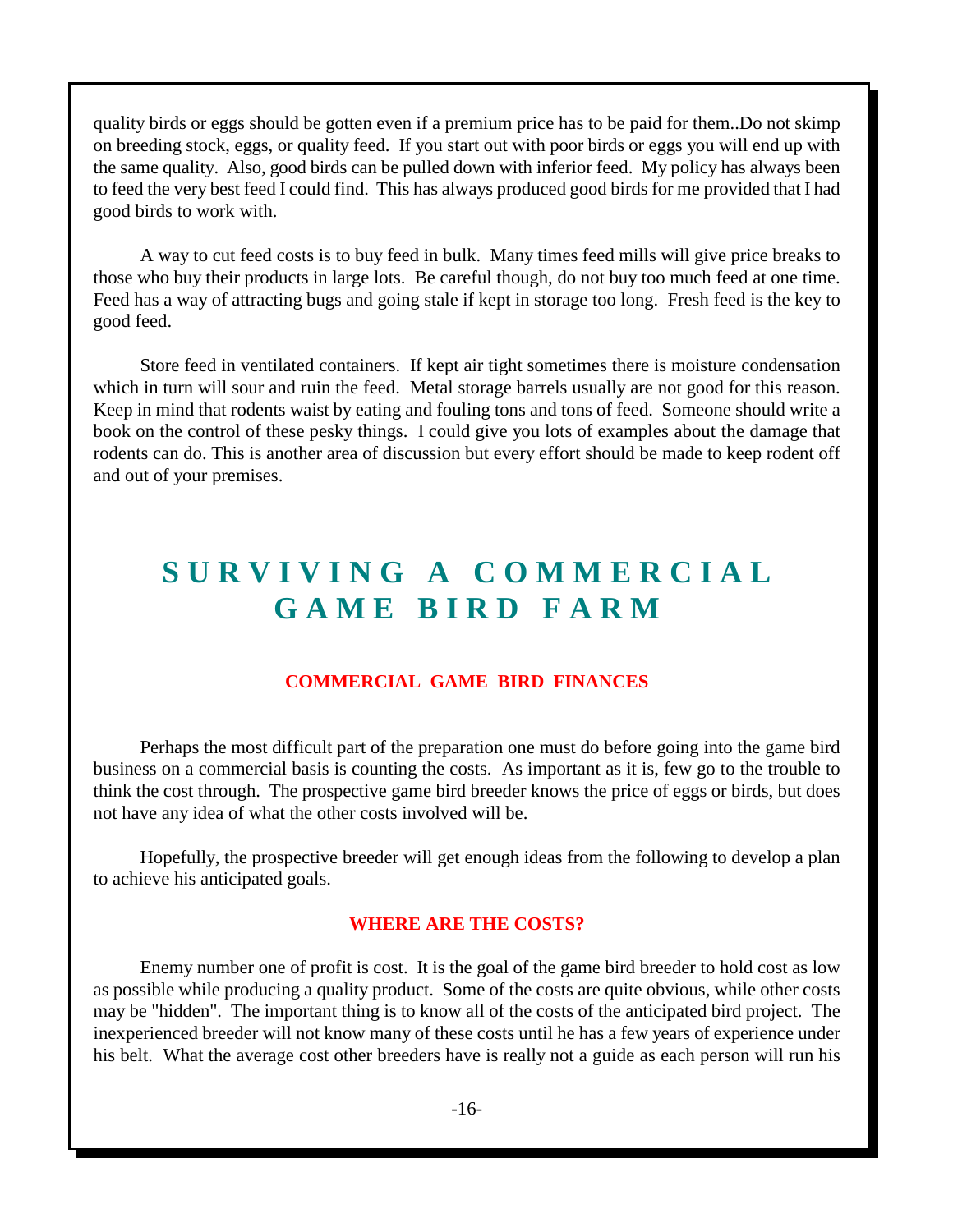quality birds or eggs should be gotten even if a premium price has to be paid for them..Do not skimp on breeding stock, eggs, or quality feed. If you start out with poor birds or eggs you will end up with the same quality. Also, good birds can be pulled down with inferior feed. My policy has always been to feed the very best feed I could find. This has always produced good birds for me provided that I had good birds to work with.

A way to cut feed costs is to buy feed in bulk. Many times feed mills will give price breaks to those who buy their products in large lots. Be careful though, do not buy too much feed at one time. Feed has a way of attracting bugs and going stale if kept in storage too long. Fresh feed is the key to good feed.

Store feed in ventilated containers. If kept air tight sometimes there is moisture condensation which in turn will sour and ruin the feed. Metal storage barrels usually are not good for this reason. Keep in mind that rodents waist by eating and fouling tons and tons of feed. Someone should write a book on the control of these pesky things. I could give you lots of examples about the damage that rodents can do. This is another area of discussion but every effort should be made to keep rodent off and out of your premises.

# SURVIVING A COMMERCIAL GAME BIRD FARM

## COMMERCIAL GAME BIRD FINANCES

Perhaps the most difficult part of the preparation one must do before going into the game bird business on a commercial basis is counting the costs. As important as it is, few go to the trouble to think the cost through. The prospective game bird breeder knows the price of eggs or birds, but does not have any idea of what the other costs involved will be.

Hopefully, the prospective breeder will get enough ideas from the following to develop a plan to achieve his anticipated goals.

## WHERE ARE THE COSTS?

Enemy number one of profit is cost. It is the goal of the game bird breeder to hold cost as low as possible while producing a quality product. Some of the costs are quite obvious, while other costs may be "hidden". The important thing is to know all of the costs of the anticipated bird project. The inexperienced breeder will not know many of these costs until he has a few years of experience under his belt. What the average cost other breeders have is really not a guide as each person will run his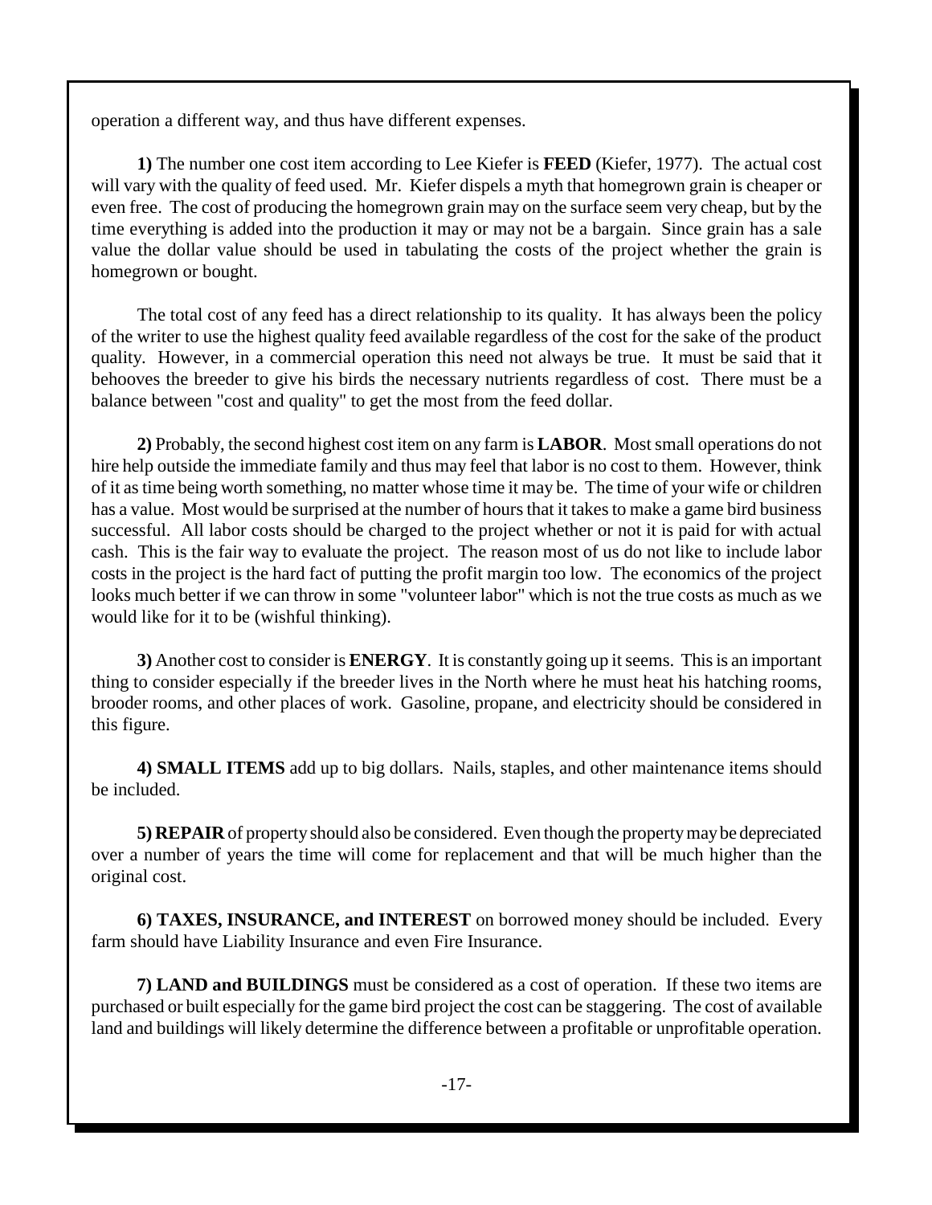operation a different way, and thus have different expenses.

**1)** The number one cost item according to Lee Kiefer is **FEED** (Kiefer, 1977). The actual cost will vary with the quality of feed used. Mr. Kiefer dispels a myth that homegrown grain is cheaper or even free. The cost of producing the homegrown grain may on the surface seem very cheap, but by the time everything is added into the production it may or may not be a bargain. Since grain has a sale value the dollar value should be used in tabulating the costs of the project whether the grain is homegrown or bought.

The total cost of any feed has a direct relationship to its quality. It has always been the policy of the writer to use the highest quality feed available regardless of the cost for the sake of the product quality. However, in a commercial operation this need not always be true. It must be said that it behooves the breeder to give his birds the necessary nutrients regardless of cost. There must be a balance between "cost and quality" to get the most from the feed dollar.

**2)** Probably, the second highest cost item on any farm is **LABOR**. Most small operations do not hire help outside the immediate family and thus may feel that labor is no cost to them. However, think of it as time being worth something, no matter whose time it may be. The time of your wife or children has a value. Most would be surprised at the number of hours that it takes to make a game bird business successful. All labor costs should be charged to the project whether or not it is paid for with actual cash. This is the fair way to evaluate the project. The reason most of us do not like to include labor costs in the project is the hard fact of putting the profit margin too low. The economics of the project looks much better if we can throw in some "volunteer labor" which is not the true costs as much as we would like for it to be (wishful thinking).

**3)** Another cost to consider is **ENERGY**. It is constantly going up it seems. This is an important thing to consider especially if the breeder lives in the North where he must heat his hatching rooms, brooder rooms, and other places of work. Gasoline, propane, and electricity should be considered in this figure.

**4) SMALL ITEMS** add up to big dollars. Nails, staples, and other maintenance items should be included.

**5) REPAIR** of property should also be considered. Even though the property may be depreciated over a number of years the time will come for replacement and that will be much higher than the original cost.

**6) TAXES, INSURANCE, and INTEREST** on borrowed money should be included. Every farm should have Liability Insurance and even Fire Insurance.

**7) LAND and BUILDINGS** must be considered as a cost of operation. If these two items are purchased or built especially for the game bird project the cost can be staggering. The cost of available land and buildings will likely determine the difference between a profitable or unprofitable operation.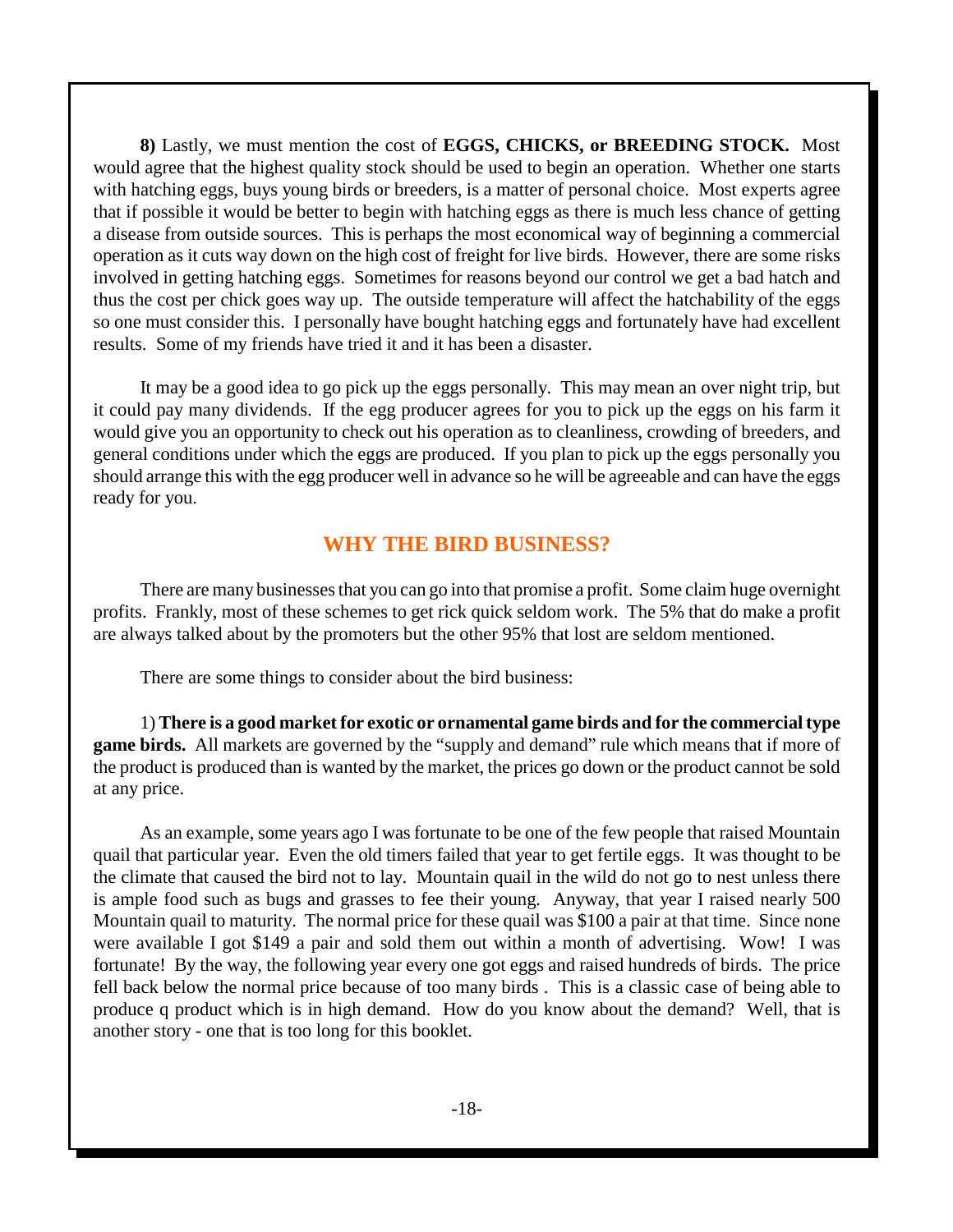**8)** Lastly, we must mention the cost of **EGGS, CHICKS, or BREEDING STOCK.** Most would agree that the highest quality stock should be used to begin an operation. Whether one starts with hatching eggs, buys young birds or breeders, is a matter of personal choice. Most experts agree that if possible it would be better to begin with hatching eggs as there is much less chance of getting a disease from outside sources. This is perhaps the most economical way of beginning a commercial operation as it cuts way down on the high cost of freight for live birds. However, there are some risks involved in getting hatching eggs. Sometimes for reasons beyond our control we get a bad hatch and thus the cost per chick goes way up. The outside temperature will affect the hatchability of the eggs so one must consider this. I personally have bought hatching eggs and fortunately have had excellent results. Some of my friends have tried it and it has been a disaster.

It may be a good idea to go pick up the eggs personally. This may mean an over night trip, but it could pay many dividends. If the egg producer agrees for you to pick up the eggs on his farm it would give you an opportunity to check out his operation as to cleanliness, crowding of breeders, and general conditions under which the eggs are produced. If you plan to pick up the eggs personally you should arrange this with the egg producer well in advance so he will be agreeable and can have the eggs ready for you.

## WHY THE BIRD BUSINESS?

There are many businesses that you can go into that promise a profit. Some claim huge overnight profits. Frankly, most of these schemes to get rick quick seldom work. The 5% that do make a profit are always talked about by the promoters but the other 95% that lost are seldom mentioned.

There are some things to consider about the bird business:

1) **There is a good market for exotic or ornamental game birds and for the commercial type game birds.** All markets are governed by the "supply and demand" rule which means that if more of the product is produced than is wanted by the market, the prices go down or the product cannot be sold at any price.

As an example, some years ago I was fortunate to be one of the few people that raised Mountain quail that particular year. Even the old timers failed that year to get fertile eggs. It was thought to be the climate that caused the bird not to lay. Mountain quail in the wild do not go to nest unless there is ample food such as bugs and grasses to fee their young. Anyway, that year I raised nearly 500 Mountain quail to maturity. The normal price for these quail was $100 a pair at that time. Since none were available I got $149 a pair and sold them out within a month of advertising. Wow! I was fortunate! By the way, the following year every one got eggs and raised hundreds of birds. The price fell back below the normal price because of too many birds . This is a classic case of being able to produce q product which is in high demand. How do you know about the demand? Well, that is another story - one that is too long for this booklet.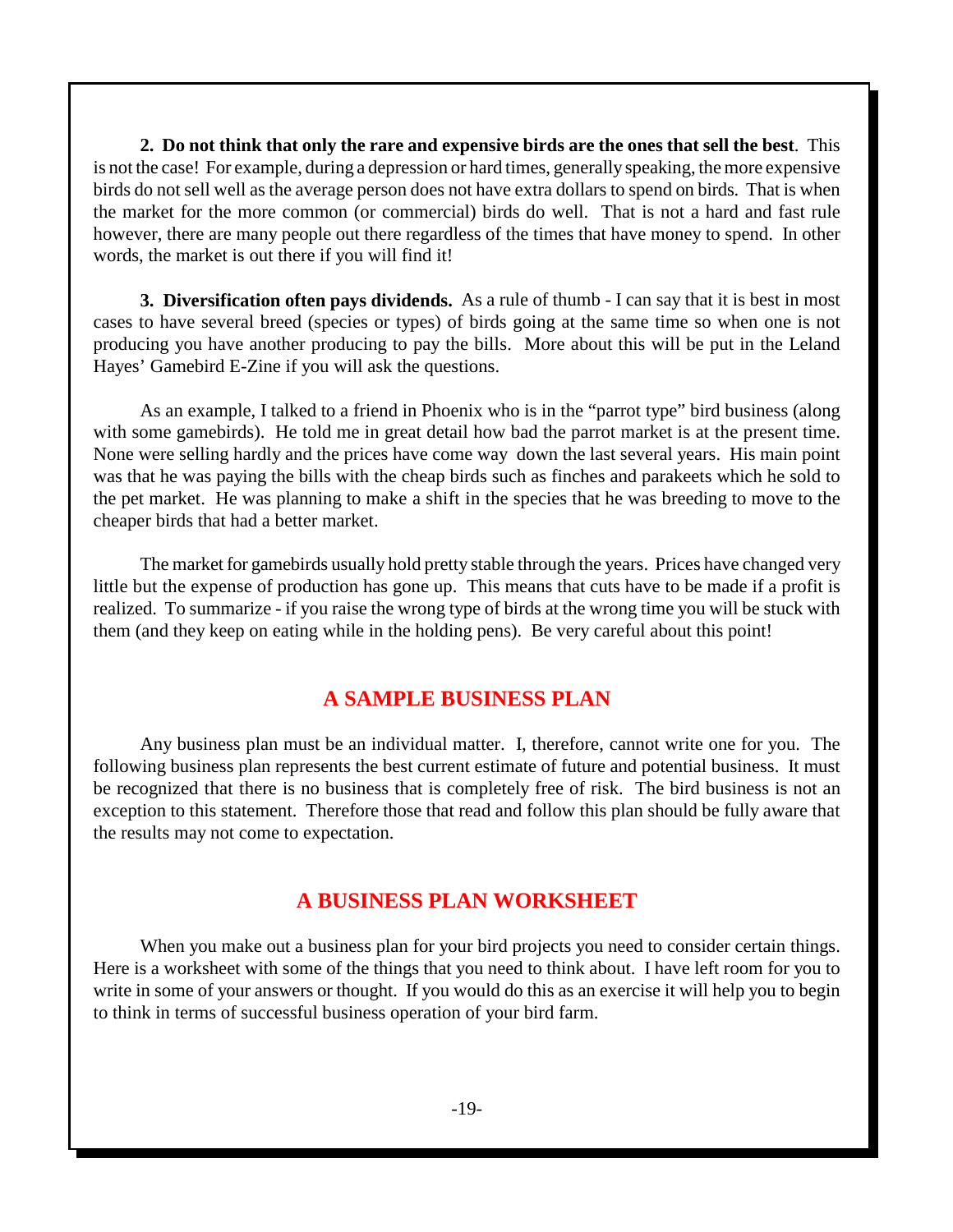**2. Do not think that only the rare and expensive birds are the ones that sell the best**. This is not the case! For example, during a depression or hard times, generally speaking, the more expensive birds do not sell well as the average person does not have extra dollars to spend on birds. That is when the market for the more common (or commercial) birds do well. That is not a hard and fast rule however, there are many people out there regardless of the times that have money to spend. In other words, the market is out there if you will find it!

**3. Diversification often pays dividends.** As a rule of thumb - I can say that it is best in most cases to have several breed (species or types) of birds going at the same time so when one is not producing you have another producing to pay the bills. More about this will be put in the Leland Hayes' Gamebird E-Zine if you will ask the questions.

As an example, I talked to a friend in Phoenix who is in the "parrot type" bird business (along with some gamebirds). He told me in great detail how bad the parrot market is at the present time. None were selling hardly and the prices have come way down the last several years. His main point was that he was paying the bills with the cheap birds such as finches and parakeets which he sold to the pet market. He was planning to make a shift in the species that he was breeding to move to the cheaper birds that had a better market.

The market for gamebirds usually hold pretty stable through the years. Prices have changed very little but the expense of production has gone up. This means that cuts have to be made if a profit is realized. To summarize - if you raise the wrong type of birds at the wrong time you will be stuck with them (and they keep on eating while in the holding pens). Be very careful about this point!

## A SAMPLE BUSINESS PLAN

Any business plan must be an individual matter. I, therefore, cannot write one for you. The following business plan represents the best current estimate of future and potential business. It must be recognized that there is no business that is completely free of risk. The bird business is not an exception to this statement. Therefore those that read and follow this plan should be fully aware that the results may not come to expectation.

## A BUSINESS PLAN WORKSHEET

When you make out a business plan for your bird projects you need to consider certain things. Here is a worksheet with some of the things that you need to think about. I have left room for you to write in some of your answers or thought. If you would do this as an exercise it will help you to begin to think in terms of successful business operation of your bird farm.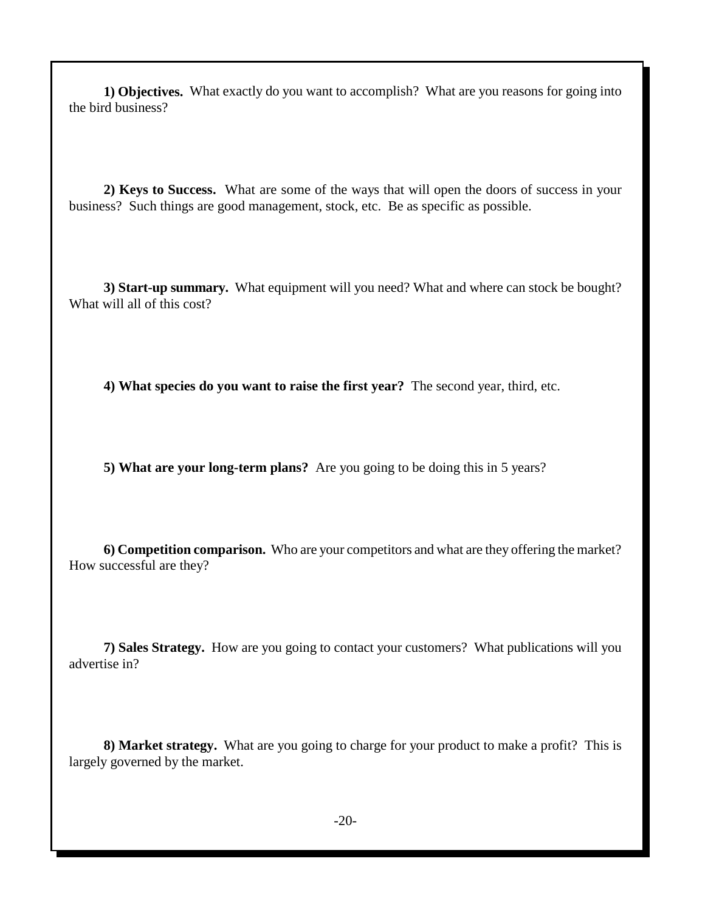**1) Objectives.** What exactly do you want to accomplish? What are you reasons for going into the bird business?

**2) Keys to Success.** What are some of the ways that will open the doors of success in your business? Such things are good management, stock, etc. Be as specific as possible.

**3) Start-up summary.** What equipment will you need? What and where can stock be bought? What will all of this cost?

**4) What species do you want to raise the first year?** The second year, third, etc.

**5) What are your long-term plans?** Are you going to be doing this in 5 years?

**6) Competition comparison.** Who are your competitors and what are they offering the market? How successful are they?

**7) Sales Strategy.** How are you going to contact your customers? What publications will you advertise in?

**8) Market strategy.** What are you going to charge for your product to make a profit? This is largely governed by the market.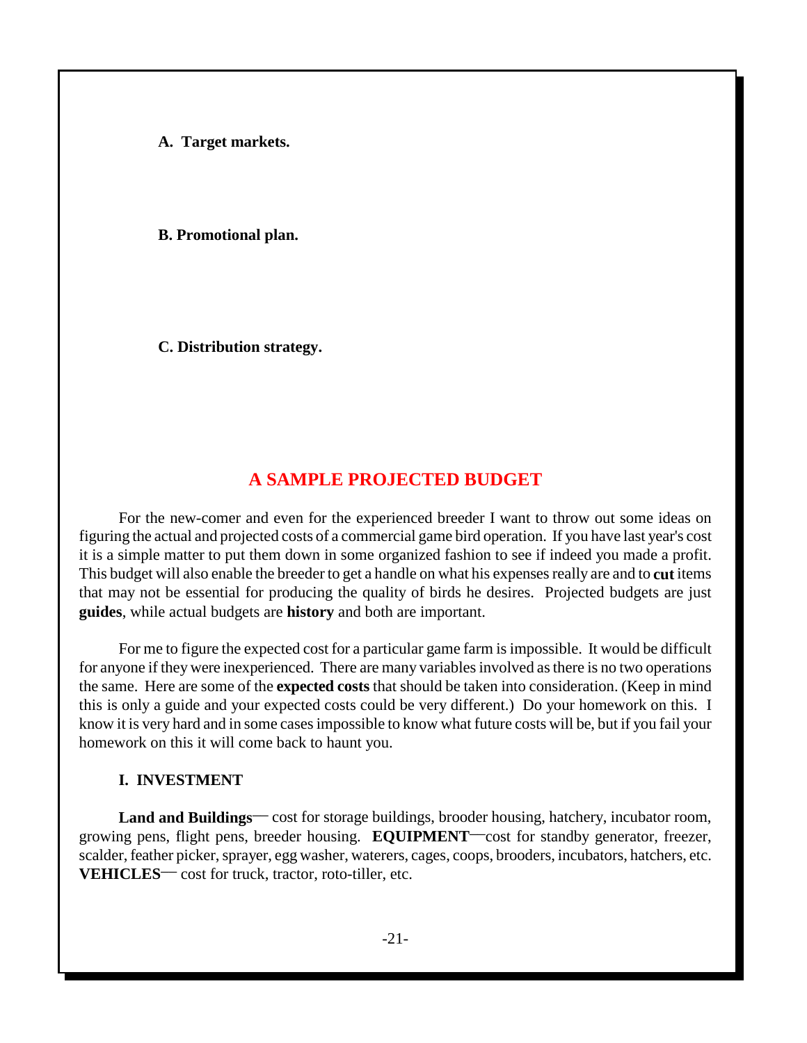**A. Target markets.**

**B. Promotional plan.**

**C. Distribution strategy.**

## A SAMPLE PROJECTED BUDGET

For the new-comer and even for the experienced breeder I want to throw out some ideas on figuring the actual and projected costs of a commercial game bird operation. If you have last year's cost it is a simple matter to put them down in some organized fashion to see if indeed you made a profit. This budget will also enable the breeder to get a handle on what his expenses really are and to **cut** items that may not be essential for producing the quality of birds he desires. Projected budgets are just **guides**, while actual budgets are **history** and both are important.

For me to figure the expected cost for a particular game farm is impossible. It would be difficult for anyone if they were inexperienced. There are many variables involved as there is no two operations the same. Here are some of the **expected costs** that should be taken into consideration. (Keep in mind this is only a guide and your expected costs could be very different.) Do your homework on this. I know it is very hard and in some cases impossible to know what future costs will be, but if you fail your homework on this it will come back to haunt you.

**I. INVESTMENT**

**Land and Buildings**— cost for storage buildings, brooder housing, hatchery, incubator room, growing pens, flight pens, breeder housing. **EQUIPMENT**—cost for standby generator, freezer, scalder, feather picker, sprayer, egg washer, waterers, cages, coops, brooders, incubators, hatchers, etc. **VEHICLES**— cost for truck, tractor, roto-tiller, etc.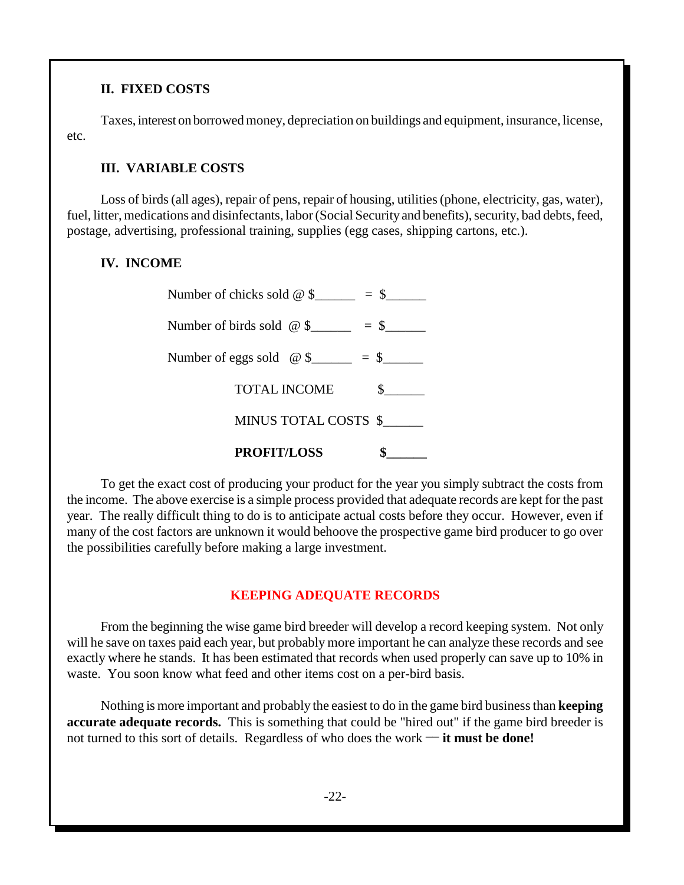## II. FIXED COSTS

Taxes, interest on borrowed money, depreciation on buildings and equipment, insurance, license, etc.

## III. VARIABLE COSTS

Loss of birds (all ages), repair of pens, repair of housing, utilities (phone, electricity, gas, water), fuel, litter, medications and disinfectants, labor (Social Security and benefits), security, bad debts, feed, postage, advertising, professional training, supplies (egg cases, shipping cartons, etc.).

## IV. INCOME

Number of chicks sold @ $______ = $______

Number of birds sold @ $______ = $______

Number of eggs sold @ $______ = $______

TOTAL INCOME $______

MINUS TOTAL COSTS $______

**PROFIT/LOSS $______**

To get the exact cost of producing your product for the year you simply subtract the costs from the income. The above exercise is a simple process provided that adequate records are kept for the past year. The really difficult thing to do is to anticipate actual costs before they occur. However, even if many of the cost factors are unknown it would behoove the prospective game bird producer to go over the possibilities carefully before making a large investment.

## KEEPING ADEQUATE RECORDS

From the beginning the wise game bird breeder will develop a record keeping system. Not only will he save on taxes paid each year, but probably more important he can analyze these records and see exactly where he stands. It has been estimated that records when used properly can save up to 10% in waste. You soon know what feed and other items cost on a per-bird basis.

Nothing is more important and probably the easiest to do in the game bird business than **keeping accurate adequate records.** This is something that could be "hired out" if the game bird breeder is not turned to this sort of details. Regardless of who does the work — **it must be done!**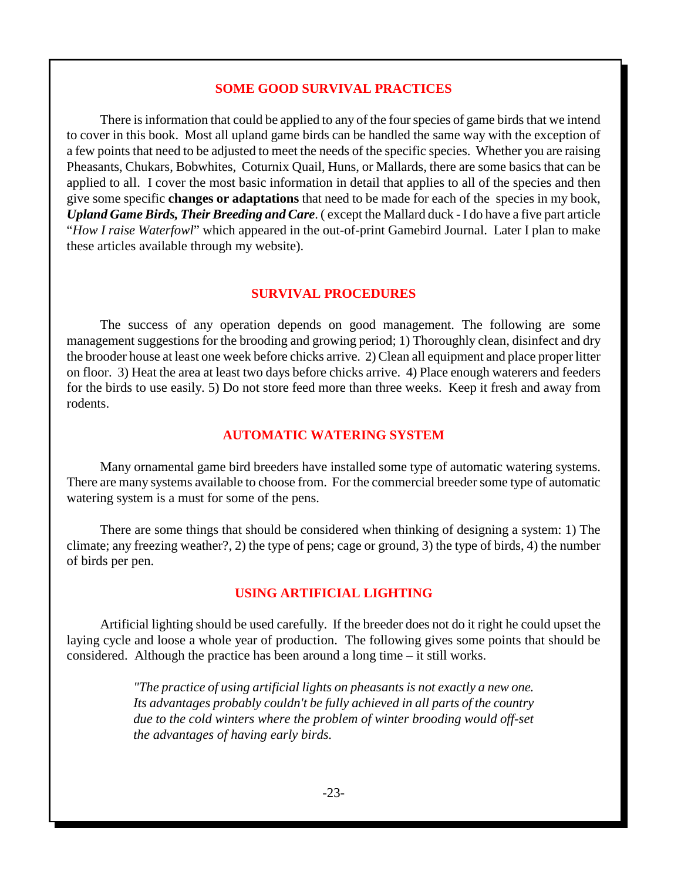## SOME GOOD SURVIVAL PRACTICES

There is information that could be applied to any of the four species of game birds that we intend to cover in this book. Most all upland game birds can be handled the same way with the exception of a few points that need to be adjusted to meet the needs of the specific species. Whether you are raising Pheasants, Chukars, Bobwhites, Coturnix Quail, Huns, or Mallards, there are some basics that can be applied to all. I cover the most basic information in detail that applies to all of the species and then give some specific **changes or adaptations** that need to be made for each of the species in my book, ***Upland Game Birds, Their Breeding and Care***. ( except the Mallard duck - I do have a five part article "*How I raise Waterfowl*" which appeared in the out-of-print Gamebird Journal. Later I plan to make these articles available through my website).

## SURVIVAL PROCEDURES

The success of any operation depends on good management. The following are some management suggestions for the brooding and growing period; 1) Thoroughly clean, disinfect and dry the brooder house at least one week before chicks arrive. 2) Clean all equipment and place proper litter on floor. 3) Heat the area at least two days before chicks arrive. 4) Place enough waterers and feeders for the birds to use easily. 5) Do not store feed more than three weeks. Keep it fresh and away from rodents.

## AUTOMATIC WATERING SYSTEM

Many ornamental game bird breeders have installed some type of automatic watering systems. There are many systems available to choose from. For the commercial breeder some type of automatic watering system is a must for some of the pens.

There are some things that should be considered when thinking of designing a system: 1) The climate; any freezing weather?, 2) the type of pens; cage or ground, 3) the type of birds, 4) the number of birds per pen.

## USING ARTIFICIAL LIGHTING

Artificial lighting should be used carefully. If the breeder does not do it right he could upset the laying cycle and loose a whole year of production. The following gives some points that should be considered. Although the practice has been around a long time – it still works.

> *"The practice of using artificial lights on pheasants is not exactly a new one. Its advantages probably couldn't be fully achieved in all parts of the country due to the cold winters where the problem of winter brooding would off-set the advantages of having early birds.*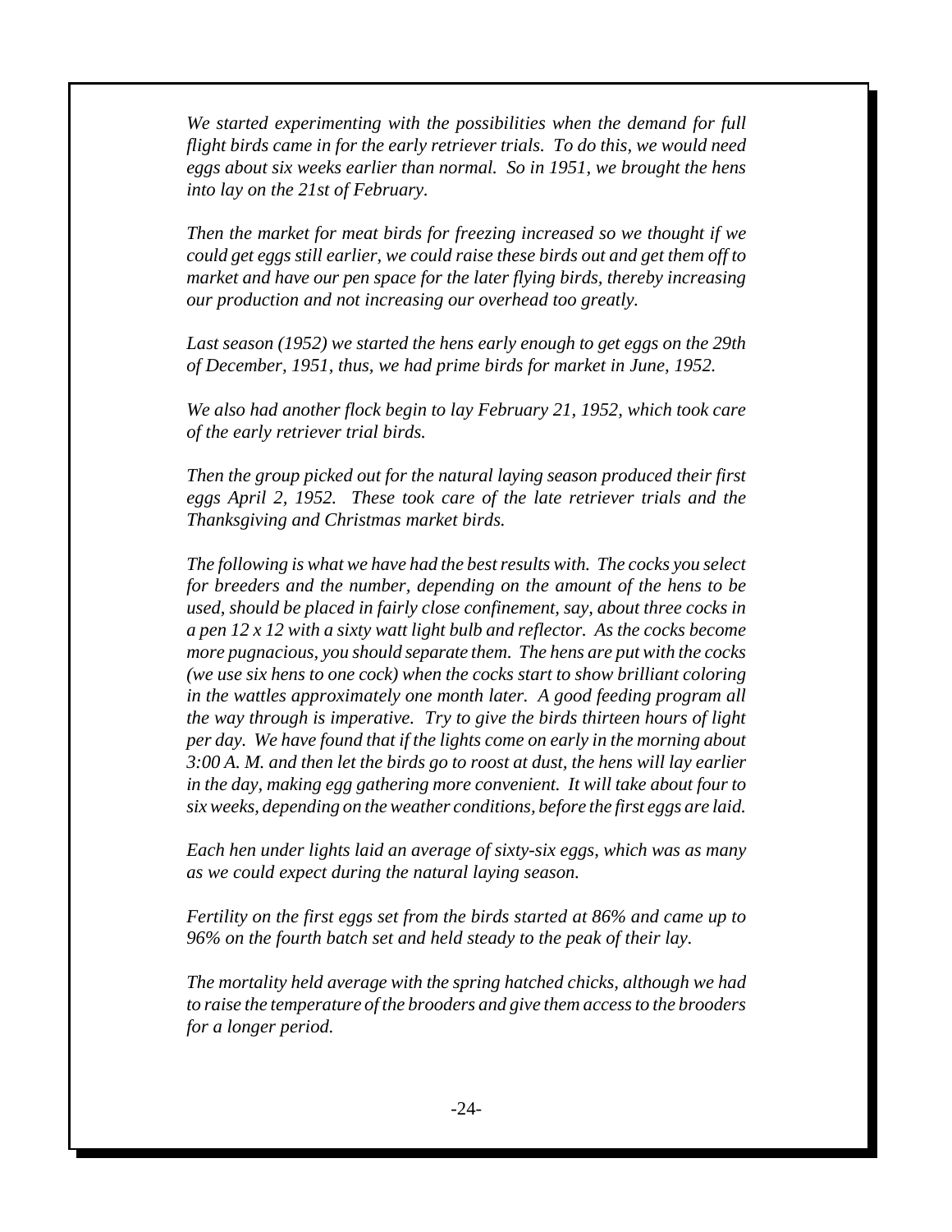*We started experimenting with the possibilities when the demand for full flight birds came in for the early retriever trials. To do this, we would need eggs about six weeks earlier than normal. So in 1951, we brought the hens into lay on the 21st of February.*

*Then the market for meat birds for freezing increased so we thought if we could get eggs still earlier, we could raise these birds out and get them off to market and have our pen space for the later flying birds, thereby increasing our production and not increasing our overhead too greatly.*

*Last season (1952) we started the hens early enough to get eggs on the 29th of December, 1951, thus, we had prime birds for market in June, 1952.*

*We also had another flock begin to lay February 21, 1952, which took care of the early retriever trial birds.*

*Then the group picked out for the natural laying season produced their first eggs April 2, 1952. These took care of the late retriever trials and the Thanksgiving and Christmas market birds.*

*The following is what we have had the best results with. The cocks you select for breeders and the number, depending on the amount of the hens to be used, should be placed in fairly close confinement, say, about three cocks in a pen 12 x 12 with a sixty watt light bulb and reflector. As the cocks become more pugnacious, you should separate them. The hens are put with the cocks (we use six hens to one cock) when the cocks start to show brilliant coloring in the wattles approximately one month later. A good feeding program all the way through is imperative. Try to give the birds thirteen hours of light per day. We have found that if the lights come on early in the morning about 3:00 A. M. and then let the birds go to roost at dust, the hens will lay earlier in the day, making egg gathering more convenient. It will take about four to six weeks, depending on the weather conditions, before the first eggs are laid.*

*Each hen under lights laid an average of sixty-six eggs, which was as many as we could expect during the natural laying season.*

*Fertility on the first eggs set from the birds started at 86% and came up to 96% on the fourth batch set and held steady to the peak of their lay.*

*The mortality held average with the spring hatched chicks, although we had to raise the temperature of the brooders and give them access to the brooders for a longer period.*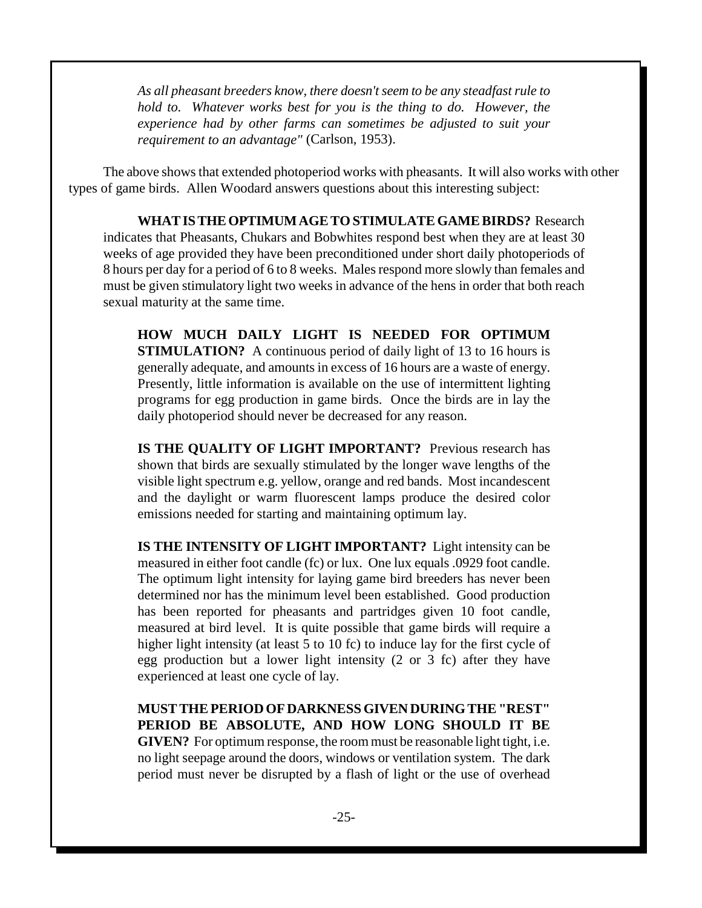*As all pheasant breeders know, there doesn't seem to be any steadfast rule to hold to. Whatever works best for you is the thing to do. However, the experience had by other farms can sometimes be adjusted to suit your requirement to an advantage"* (Carlson, 1953).

The above shows that extended photoperiod works with pheasants. It will also works with other types of game birds. Allen Woodard answers questions about this interesting subject:

**WHAT IS THE OPTIMUM AGE TO STIMULATE GAME BIRDS?** Research indicates that Pheasants, Chukars and Bobwhites respond best when they are at least 30 weeks of age provided they have been preconditioned under short daily photoperiods of 8 hours per day for a period of 6 to 8 weeks. Males respond more slowly than females and must be given stimulatory light two weeks in advance of the hens in order that both reach sexual maturity at the same time.

**HOW MUCH DAILY LIGHT IS NEEDED FOR OPTIMUM STIMULATION?** A continuous period of daily light of 13 to 16 hours is generally adequate, and amounts in excess of 16 hours are a waste of energy. Presently, little information is available on the use of intermittent lighting programs for egg production in game birds. Once the birds are in lay the daily photoperiod should never be decreased for any reason.

**IS THE QUALITY OF LIGHT IMPORTANT?** Previous research has shown that birds are sexually stimulated by the longer wave lengths of the visible light spectrum e.g. yellow, orange and red bands. Most incandescent and the daylight or warm fluorescent lamps produce the desired color emissions needed for starting and maintaining optimum lay.

**IS THE INTENSITY OF LIGHT IMPORTANT?** Light intensity can be measured in either foot candle (fc) or lux. One lux equals .0929 foot candle. The optimum light intensity for laying game bird breeders has never been determined nor has the minimum level been established. Good production has been reported for pheasants and partridges given 10 foot candle, measured at bird level. It is quite possible that game birds will require a higher light intensity (at least 5 to 10 fc) to induce lay for the first cycle of egg production but a lower light intensity (2 or 3 fc) after they have experienced at least one cycle of lay.

**MUST THE PERIOD OF DARKNESS GIVEN DURING THE "REST" PERIOD BE ABSOLUTE, AND HOW LONG SHOULD IT BE GIVEN?** For optimum response, the room must be reasonable light tight, i.e. no light seepage around the doors, windows or ventilation system. The dark period must never be disrupted by a flash of light or the use of overhead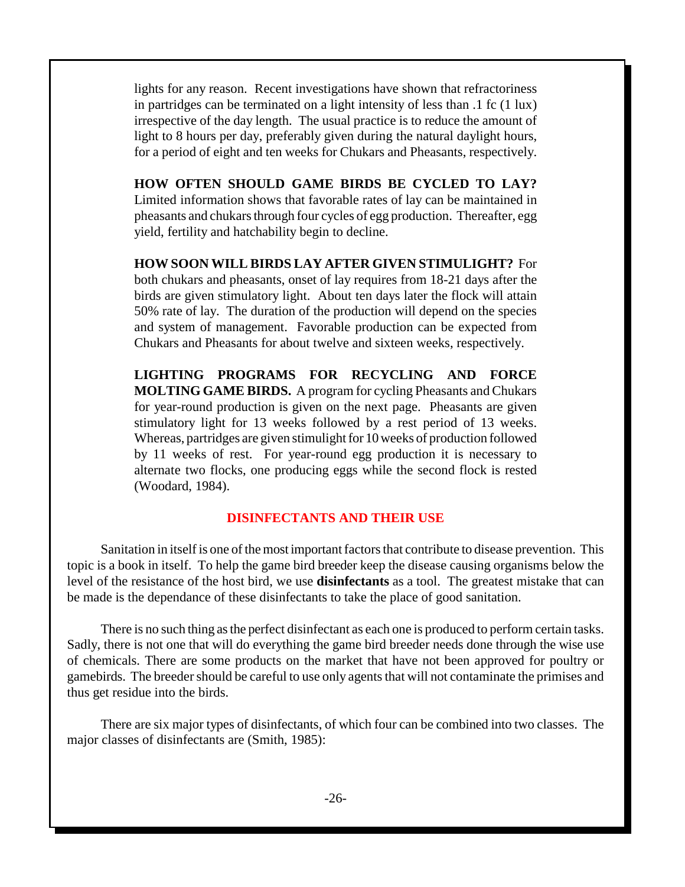lights for any reason. Recent investigations have shown that refractoriness in partridges can be terminated on a light intensity of less than .1 fc (1 lux) irrespective of the day length. The usual practice is to reduce the amount of light to 8 hours per day, preferably given during the natural daylight hours, for a period of eight and ten weeks for Chukars and Pheasants, respectively.

**HOW OFTEN SHOULD GAME BIRDS BE CYCLED TO LAY?** Limited information shows that favorable rates of lay can be maintained in pheasants and chukars through four cycles of egg production. Thereafter, egg yield, fertility and hatchability begin to decline.

**HOW SOON WILL BIRDS LAY AFTER GIVEN STIMULIGHT?** For both chukars and pheasants, onset of lay requires from 18-21 days after the birds are given stimulatory light. About ten days later the flock will attain 50% rate of lay. The duration of the production will depend on the species and system of management. Favorable production can be expected from Chukars and Pheasants for about twelve and sixteen weeks, respectively.

**LIGHTING PROGRAMS FOR RECYCLING AND FORCE MOLTING GAME BIRDS.** A program for cycling Pheasants and Chukars for year-round production is given on the next page. Pheasants are given stimulatory light for 13 weeks followed by a rest period of 13 weeks. Whereas, partridges are given stimulight for 10 weeks of production followed by 11 weeks of rest. For year-round egg production it is necessary to alternate two flocks, one producing eggs while the second flock is rested (Woodard, 1984).

## DISINFECTANTS AND THEIR USE

Sanitation in itself is one of the most important factors that contribute to disease prevention. This topic is a book in itself. To help the game bird breeder keep the disease causing organisms below the level of the resistance of the host bird, we use **disinfectants** as a tool. The greatest mistake that can be made is the dependance of these disinfectants to take the place of good sanitation.

There is no such thing as the perfect disinfectant as each one is produced to perform certain tasks. Sadly, there is not one that will do everything the game bird breeder needs done through the wise use of chemicals. There are some products on the market that have not been approved for poultry or gamebirds. The breeder should be careful to use only agents that will not contaminate the primises and thus get residue into the birds.

There are six major types of disinfectants, of which four can be combined into two classes. The major classes of disinfectants are (Smith, 1985):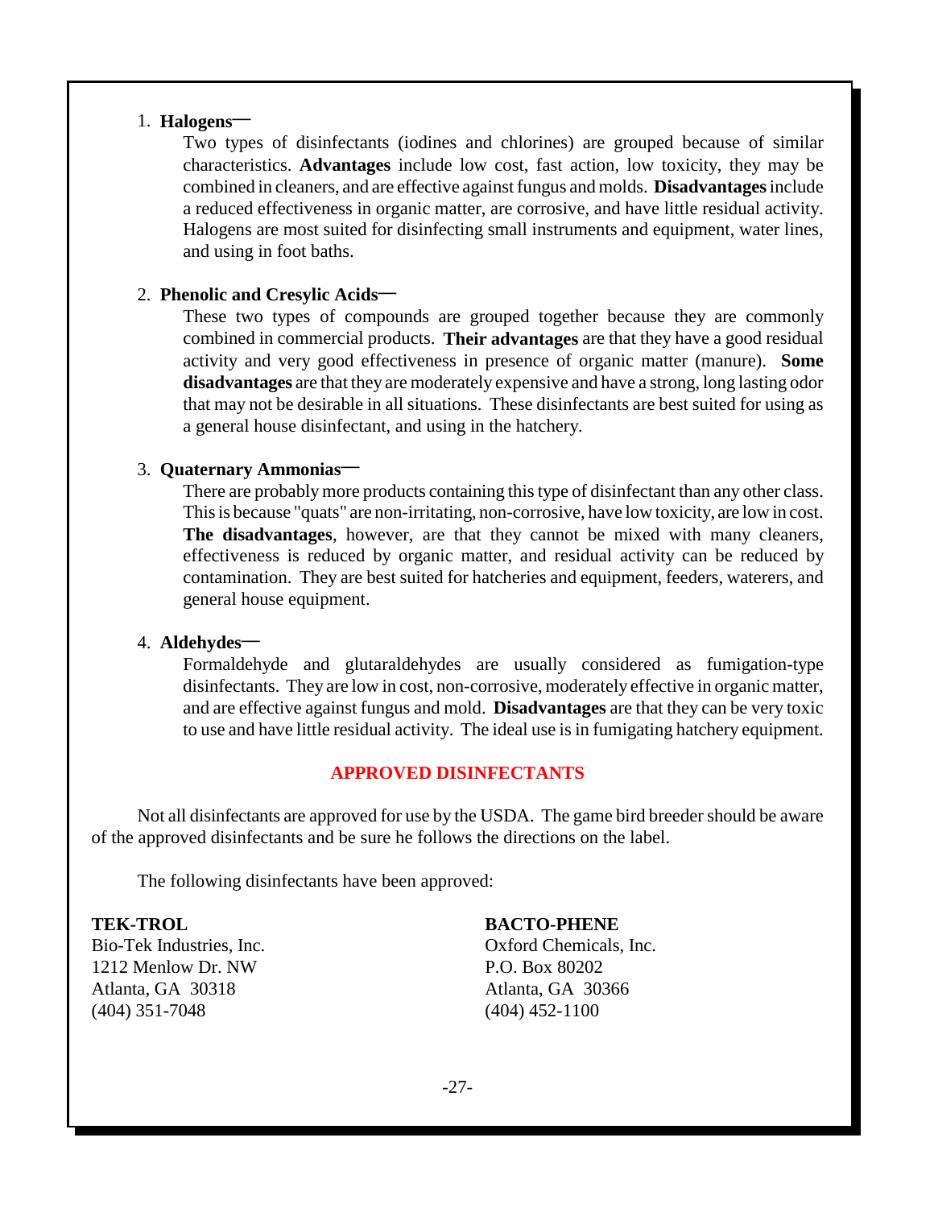1. **Halogens—**

   Two types of disinfectants (iodines and chlorines) are grouped because of similar characteristics. **Advantages** include low cost, fast action, low toxicity, they may be combined in cleaners, and are effective against fungus and molds. **Disadvantages** include a reduced effectiveness in organic matter, are corrosive, and have little residual activity. Halogens are most suited for disinfecting small instruments and equipment, water lines, and using in foot baths.

2. **Phenolic and Cresylic Acids—**

   These two types of compounds are grouped together because they are commonly combined in commercial products. **Their advantages** are that they have a good residual activity and very good effectiveness in presence of organic matter (manure). **Some disadvantages** are that they are moderately expensive and have a strong, long lasting odor that may not be desirable in all situations. These disinfectants are best suited for using as a general house disinfectant, and using in the hatchery.

3. **Quaternary Ammonias—**

   There are probably more products containing this type of disinfectant than any other class. This is because "quats" are non-irritating, non-corrosive, have low toxicity, are low in cost. **The disadvantages**, however, are that they cannot be mixed with many cleaners, effectiveness is reduced by organic matter, and residual activity can be reduced by contamination. They are best suited for hatcheries and equipment, feeders, waterers, and general house equipment.

4. **Aldehydes—**

   Formaldehyde and glutaraldehydes are usually considered as fumigation-type disinfectants. They are low in cost, non-corrosive, moderately effective in organic matter, and are effective against fungus and mold. **Disadvantages** are that they can be very toxic to use and have little residual activity. The ideal use is in fumigating hatchery equipment.

## APPROVED DISINFECTANTS

Not all disinfectants are approved for use by the USDA. The game bird breeder should be aware of the approved disinfectants and be sure he follows the directions on the label.

The following disinfectants have been approved:

**TEK-TROL**
Bio-Tek Industries, Inc.
1212 Menlow Dr. NW
Atlanta, GA 30318
(404) 351-7048

**BACTO-PHENE**
Oxford Chemicals, Inc.
P.O. Box 80202
Atlanta, GA 30366
(404) 452-1100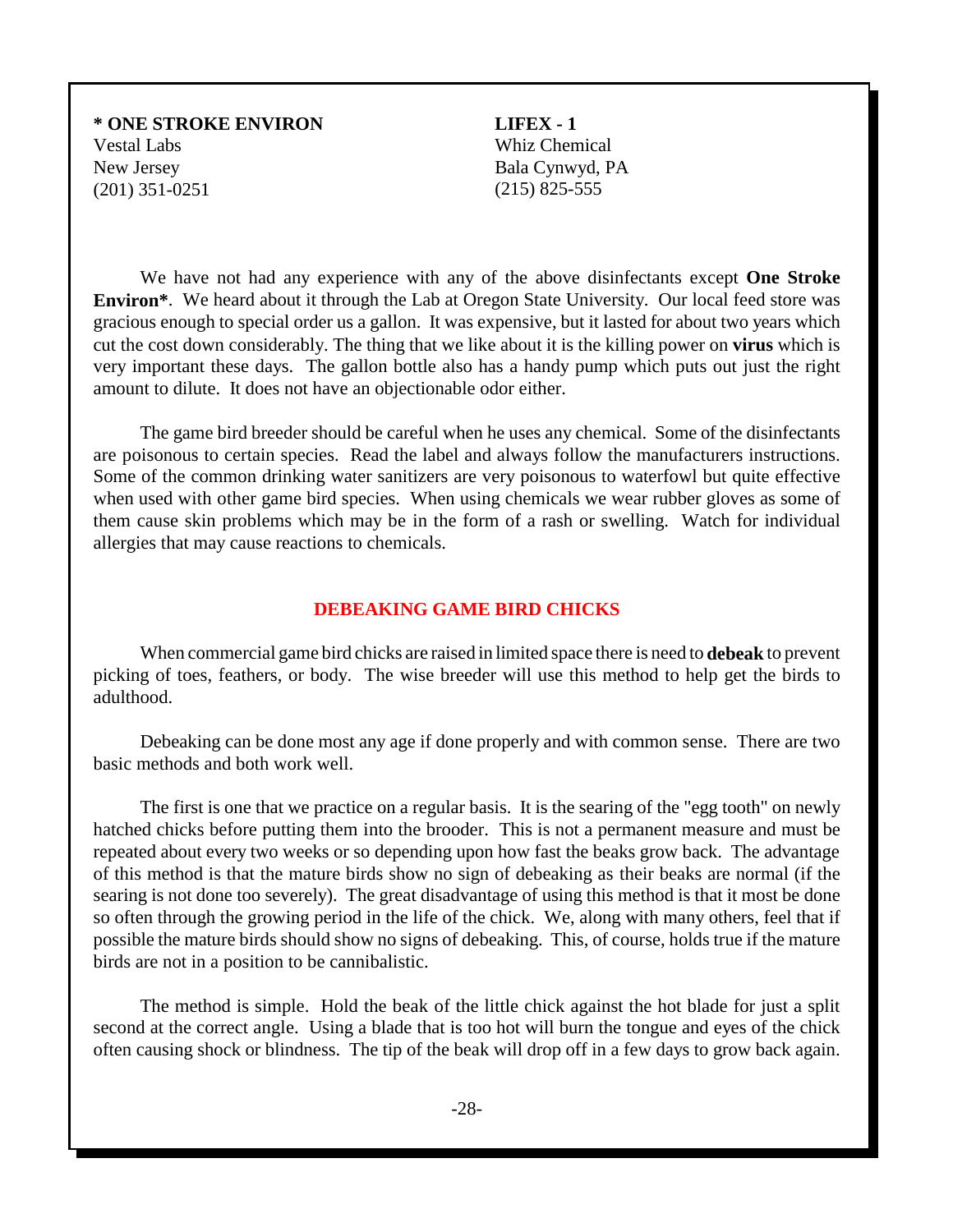**\* ONE STROKE ENVIRON**
Vestal Labs
New Jersey
(201) 351-0251

**LIFEX - 1**
Whiz Chemical
Bala Cynwyd, PA
(215) 825-555

We have not had any experience with any of the above disinfectants except **One Stroke Environ\***. We heard about it through the Lab at Oregon State University. Our local feed store was gracious enough to special order us a gallon. It was expensive, but it lasted for about two years which cut the cost down considerably. The thing that we like about it is the killing power on **virus** which is very important these days. The gallon bottle also has a handy pump which puts out just the right amount to dilute. It does not have an objectionable odor either.

The game bird breeder should be careful when he uses any chemical. Some of the disinfectants are poisonous to certain species. Read the label and always follow the manufacturers instructions. Some of the common drinking water sanitizers are very poisonous to waterfowl but quite effective when used with other game bird species. When using chemicals we wear rubber gloves as some of them cause skin problems which may be in the form of a rash or swelling. Watch for individual allergies that may cause reactions to chemicals.

## DEBEAKING GAME BIRD CHICKS

When commercial game bird chicks are raised in limited space there is need to **debeak** to prevent picking of toes, feathers, or body. The wise breeder will use this method to help get the birds to adulthood.

Debeaking can be done most any age if done properly and with common sense. There are two basic methods and both work well.

The first is one that we practice on a regular basis. It is the searing of the "egg tooth" on newly hatched chicks before putting them into the brooder. This is not a permanent measure and must be repeated about every two weeks or so depending upon how fast the beaks grow back. The advantage of this method is that the mature birds show no sign of debeaking as their beaks are normal (if the searing is not done too severely). The great disadvantage of using this method is that it most be done so often through the growing period in the life of the chick. We, along with many others, feel that if possible the mature birds should show no signs of debeaking. This, of course, holds true if the mature birds are not in a position to be cannibalistic.

The method is simple. Hold the beak of the little chick against the hot blade for just a split second at the correct angle. Using a blade that is too hot will burn the tongue and eyes of the chick often causing shock or blindness. The tip of the beak will drop off in a few days to grow back again.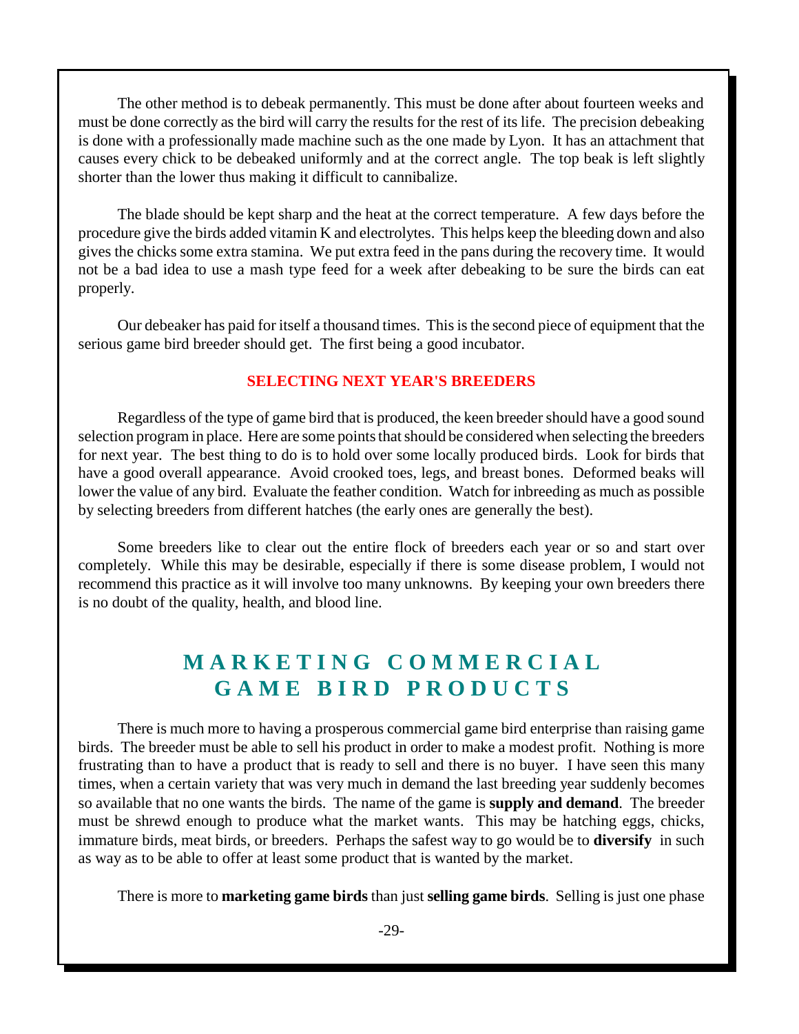The other method is to debeak permanently. This must be done after about fourteen weeks and must be done correctly as the bird will carry the results for the rest of its life. The precision debeaking is done with a professionally made machine such as the one made by Lyon. It has an attachment that causes every chick to be debeaked uniformly and at the correct angle. The top beak is left slightly shorter than the lower thus making it difficult to cannibalize.

The blade should be kept sharp and the heat at the correct temperature. A few days before the procedure give the birds added vitamin K and electrolytes. This helps keep the bleeding down and also gives the chicks some extra stamina. We put extra feed in the pans during the recovery time. It would not be a bad idea to use a mash type feed for a week after debeaking to be sure the birds can eat properly.

Our debeaker has paid for itself a thousand times. This is the second piece of equipment that the serious game bird breeder should get. The first being a good incubator.

### SELECTING NEXT YEAR'S BREEDERS

Regardless of the type of game bird that is produced, the keen breeder should have a good sound selection program in place. Here are some points that should be considered when selecting the breeders for next year. The best thing to do is to hold over some locally produced birds. Look for birds that have a good overall appearance. Avoid crooked toes, legs, and breast bones. Deformed beaks will lower the value of any bird. Evaluate the feather condition. Watch for inbreeding as much as possible by selecting breeders from different hatches (the early ones are generally the best).

Some breeders like to clear out the entire flock of breeders each year or so and start over completely. While this may be desirable, especially if there is some disease problem, I would not recommend this practice as it will involve too many unknowns. By keeping your own breeders there is no doubt of the quality, health, and blood line.

## MARKETING COMMERCIAL GAME BIRD PRODUCTS

There is much more to having a prosperous commercial game bird enterprise than raising game birds. The breeder must be able to sell his product in order to make a modest profit. Nothing is more frustrating than to have a product that is ready to sell and there is no buyer. I have seen this many times, when a certain variety that was very much in demand the last breeding year suddenly becomes so available that no one wants the birds. The name of the game is **supply and demand**. The breeder must be shrewd enough to produce what the market wants. This may be hatching eggs, chicks, immature birds, meat birds, or breeders. Perhaps the safest way to go would be to **diversify** in such as way as to be able to offer at least some product that is wanted by the market.

There is more to **marketing game birds** than just **selling game birds**. Selling is just one phase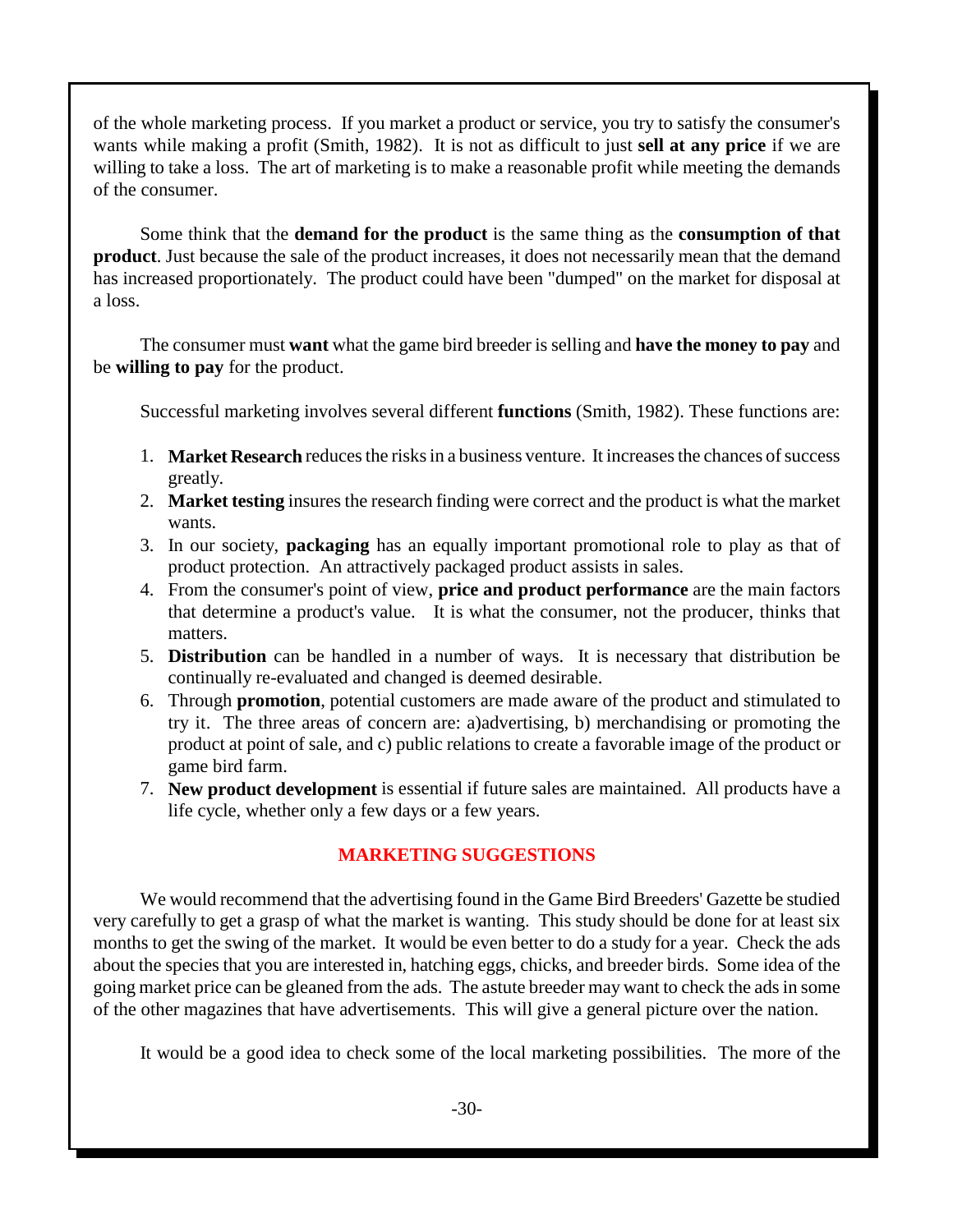of the whole marketing process. If you market a product or service, you try to satisfy the consumer's wants while making a profit (Smith, 1982). It is not as difficult to just **sell at any price** if we are willing to take a loss. The art of marketing is to make a reasonable profit while meeting the demands of the consumer.

Some think that the **demand for the product** is the same thing as the **consumption of that product**. Just because the sale of the product increases, it does not necessarily mean that the demand has increased proportionately. The product could have been "dumped" on the market for disposal at a loss.

The consumer must **want** what the game bird breeder is selling and **have the money to pay** and be **willing to pay** for the product.

Successful marketing involves several different **functions** (Smith, 1982). These functions are:

1. **Market Research** reduces the risks in a business venture. It increases the chances of success greatly.
2. **Market testing** insures the research finding were correct and the product is what the market wants.
3. In our society, **packaging** has an equally important promotional role to play as that of product protection. An attractively packaged product assists in sales.
4. From the consumer's point of view, **price and product performance** are the main factors that determine a product's value. It is what the consumer, not the producer, thinks that matters.
5. **Distribution** can be handled in a number of ways. It is necessary that distribution be continually re-evaluated and changed is deemed desirable.
6. Through **promotion**, potential customers are made aware of the product and stimulated to try it. The three areas of concern are: a)advertising, b) merchandising or promoting the product at point of sale, and c) public relations to create a favorable image of the product or game bird farm.
7. **New product development** is essential if future sales are maintained. All products have a life cycle, whether only a few days or a few years.

## MARKETING SUGGESTIONS

We would recommend that the advertising found in the Game Bird Breeders' Gazette be studied very carefully to get a grasp of what the market is wanting. This study should be done for at least six months to get the swing of the market. It would be even better to do a study for a year. Check the ads about the species that you are interested in, hatching eggs, chicks, and breeder birds. Some idea of the going market price can be gleaned from the ads. The astute breeder may want to check the ads in some of the other magazines that have advertisements. This will give a general picture over the nation.

It would be a good idea to check some of the local marketing possibilities. The more of the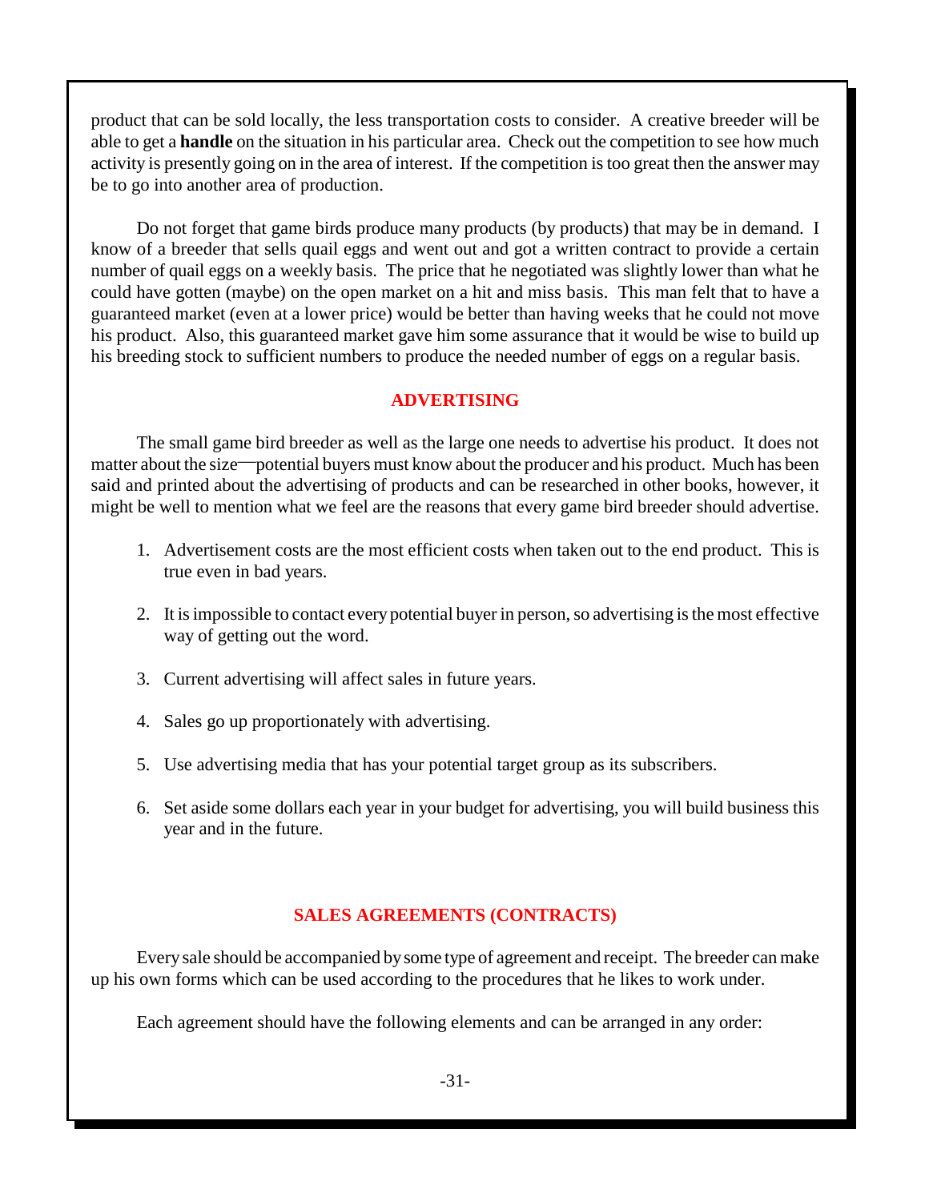product that can be sold locally, the less transportation costs to consider. A creative breeder will be able to get a **handle** on the situation in his particular area. Check out the competition to see how much activity is presently going on in the area of interest. If the competition is too great then the answer may be to go into another area of production.

Do not forget that game birds produce many products (by products) that may be in demand. I know of a breeder that sells quail eggs and went out and got a written contract to provide a certain number of quail eggs on a weekly basis. The price that he negotiated was slightly lower than what he could have gotten (maybe) on the open market on a hit and miss basis. This man felt that to have a guaranteed market (even at a lower price) would be better than having weeks that he could not move his product. Also, this guaranteed market gave him some assurance that it would be wise to build up his breeding stock to sufficient numbers to produce the needed number of eggs on a regular basis.

## ADVERTISING

The small game bird breeder as well as the large one needs to advertise his product. It does not matter about the size—potential buyers must know about the producer and his product. Much has been said and printed about the advertising of products and can be researched in other books, however, it might be well to mention what we feel are the reasons that every game bird breeder should advertise.

1. Advertisement costs are the most efficient costs when taken out to the end product. This is true even in bad years.

2. It is impossible to contact every potential buyer in person, so advertising is the most effective way of getting out the word.

3. Current advertising will affect sales in future years.

4. Sales go up proportionately with advertising.

5. Use advertising media that has your potential target group as its subscribers.

6. Set aside some dollars each year in your budget for advertising, you will build business this year and in the future.

## SALES AGREEMENTS (CONTRACTS)

Every sale should be accompanied by some type of agreement and receipt. The breeder can make up his own forms which can be used according to the procedures that he likes to work under.

Each agreement should have the following elements and can be arranged in any order: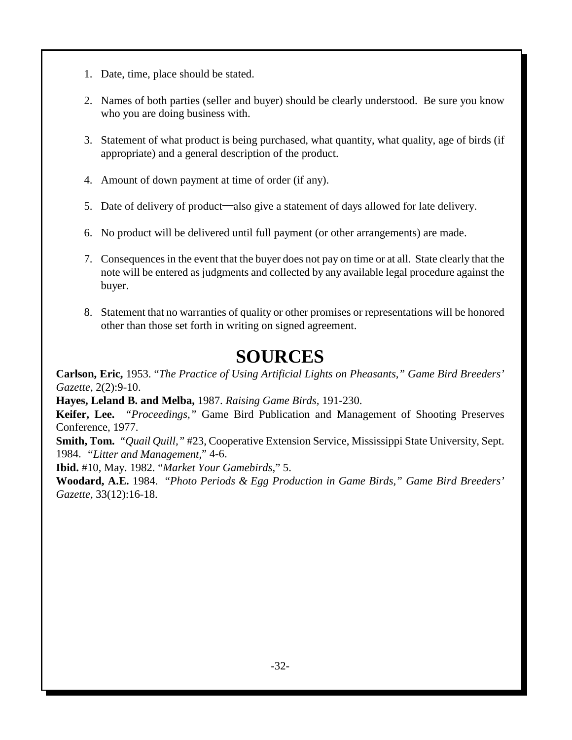1. Date, time, place should be stated.

2. Names of both parties (seller and buyer) should be clearly understood. Be sure you know who you are doing business with.

3. Statement of what product is being purchased, what quantity, what quality, age of birds (if appropriate) and a general description of the product.

4. Amount of down payment at time of order (if any).

5. Date of delivery of product—also give a statement of days allowed for late delivery.

6. No product will be delivered until full payment (or other arrangements) are made.

7. Consequences in the event that the buyer does not pay on time or at all. State clearly that the note will be entered as judgments and collected by any available legal procedure against the buyer.

8. Statement that no warranties of quality or other promises or representations will be honored other than those set forth in writing on signed agreement.

# SOURCES

**Carlson, Eric,** 1953. "*The Practice of Using Artificial Lights on Pheasants," Game Bird Breeders' Gazette*, 2(2):9-10.

**Hayes, Leland B. and Melba,** 1987. *Raising Game Birds,* 191-230.

**Keifer, Lee.** *"Proceedings,"* Game Bird Publication and Management of Shooting Preserves Conference, 1977.

**Smith, Tom.** *"Quail Quill,"* #23, Cooperative Extension Service, Mississippi State University, Sept. 1984. *"Litter and Management,"* 4-6.

**Ibid.** #10, May. 1982. "*Market Your Gamebirds,*" 5.

**Woodard, A.E.** 1984. *"Photo Periods & Egg Production in Game Birds," Game Bird Breeders' Gazette,* 33(12):16-18.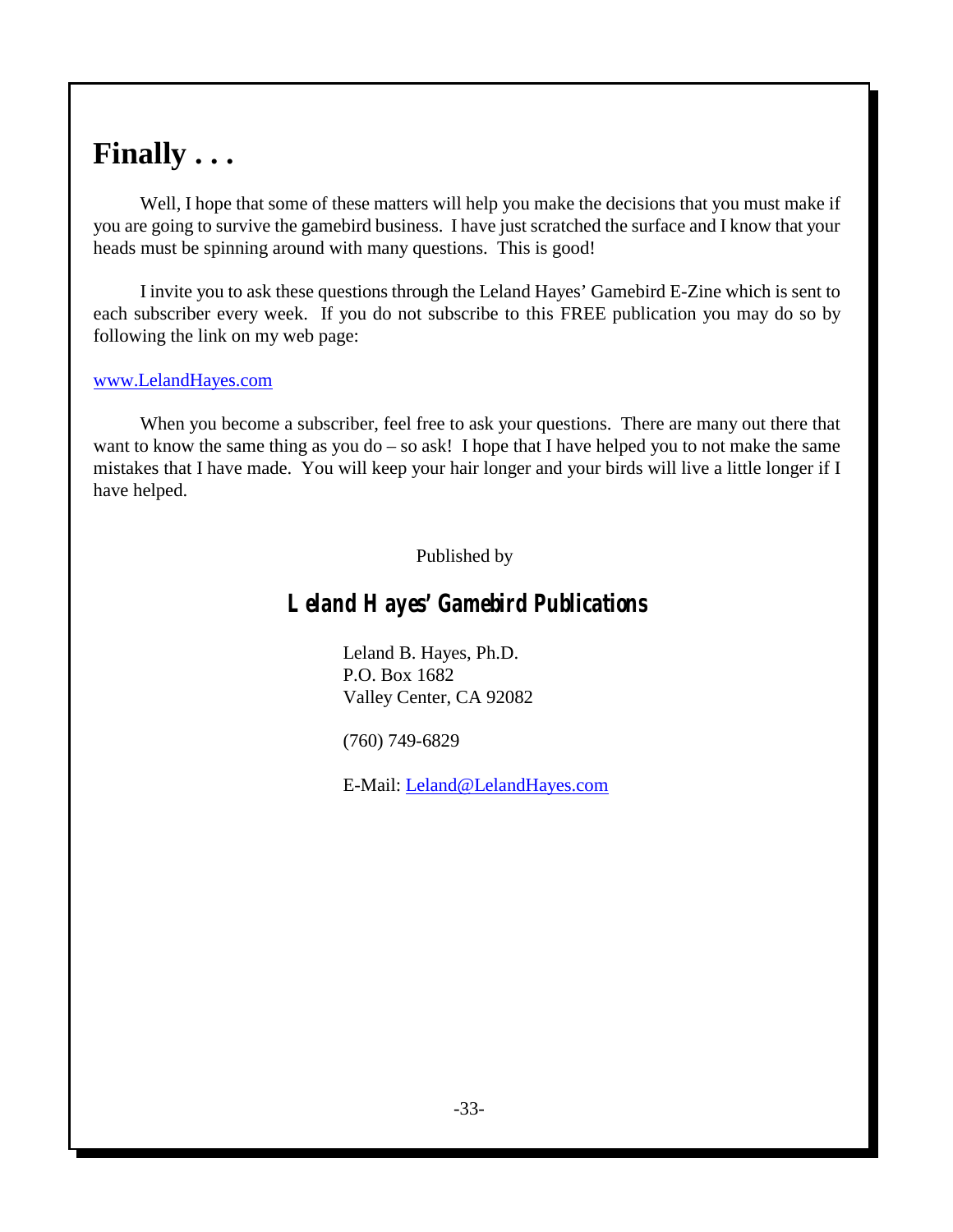# Finally . . .

Well, I hope that some of these matters will help you make the decisions that you must make if you are going to survive the gamebird business. I have just scratched the surface and I know that your heads must be spinning around with many questions. This is good!

I invite you to ask these questions through the Leland Hayes' Gamebird E-Zine which is sent to each subscriber every week. If you do not subscribe to this FREE publication you may do so by following the link on my web page:

www.LelandHayes.com

When you become a subscriber, feel free to ask your questions. There are many out there that want to know the same thing as you do – so ask! I hope that I have helped you to not make the same mistakes that I have made. You will keep your hair longer and your birds will live a little longer if I have helped.

Published by

**Leland Hayes' Gamebird Publications**

Leland B. Hayes, Ph.D.
P.O. Box 1682
Valley Center, CA 92082

(760) 749-6829

E-Mail: Leland@LelandHayes.com